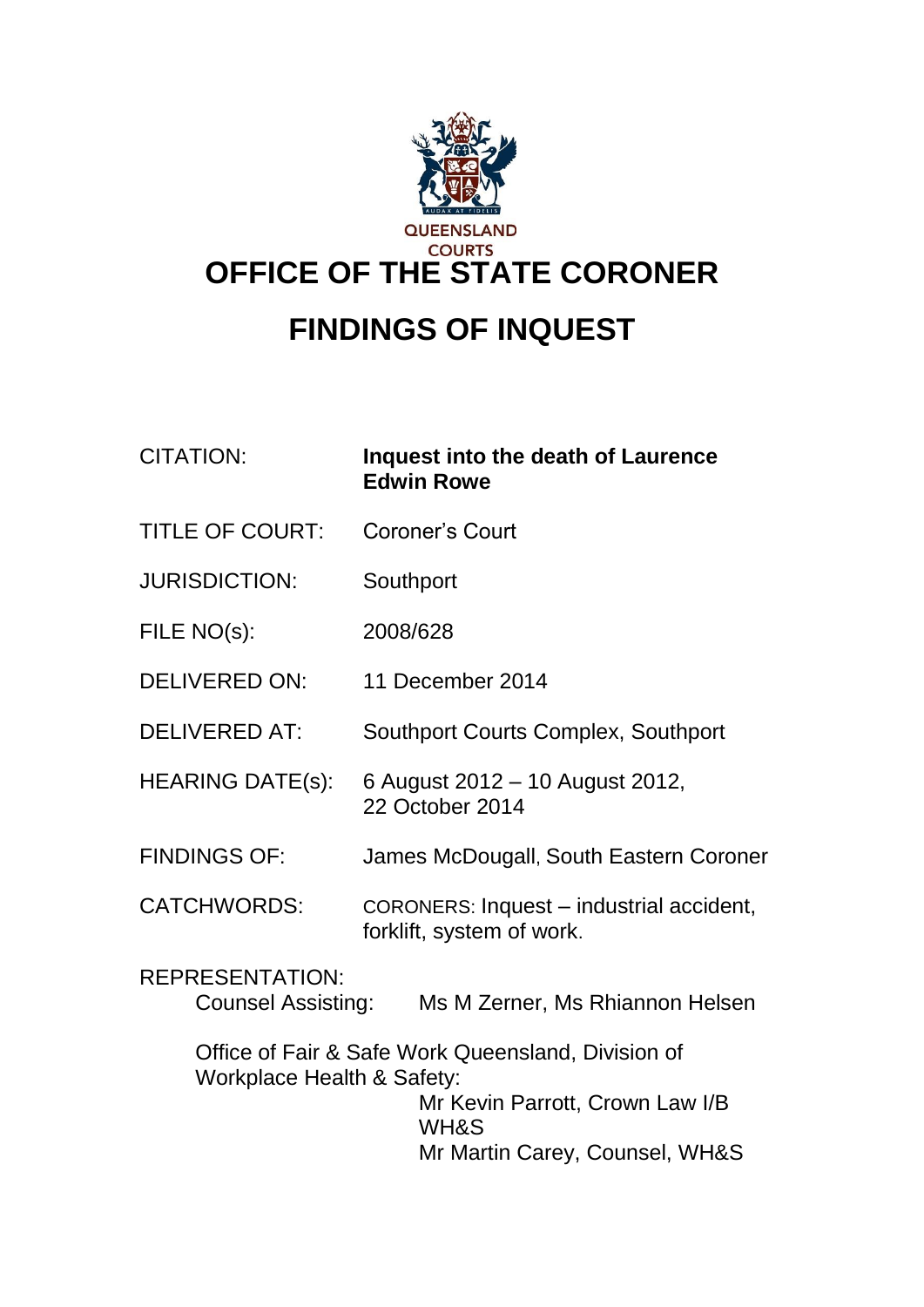QUEENSLAND COURTS

# OFFICE OF THE STATE CORONER

# FINDINGS OF INQUEST

| | |
|---|---|
| CITATION: | **Inquest into the death of Laurence Edwin Rowe** |
| TITLE OF COURT: | Coroner's Court |
| JURISDICTION: | Southport |
| FILE NO(s): | 2008/628 |
| DELIVERED ON: | 11 December 2014 |
| DELIVERED AT: | Southport Courts Complex, Southport |
| HEARING DATE(s): | 6 August 2012 – 10 August 2012, 22 October 2014 |
| FINDINGS OF: | James McDougall, South Eastern Coroner |
| CATCHWORDS: | CORONERS: Inquest – industrial accident, forklift, system of work. |

REPRESENTATION:

Counsel Assisting: Ms M Zerner, Ms Rhiannon Helsen

Office of Fair & Safe Work Queensland, Division of Workplace Health & Safety:
Mr Kevin Parrott, Crown Law I/B WH&S
Mr Martin Carey, Counsel, WH&S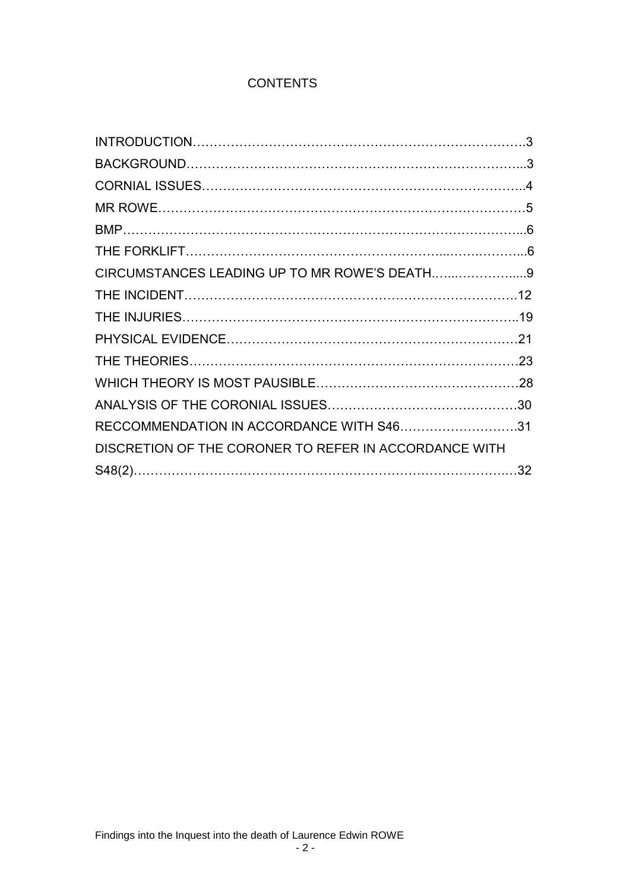# CONTENTS

INTRODUCTION……………………………………………………………………….3
BACKGROUND…………………………………………………………………...3
CORNIAL ISSUES……………………………………………………………….4
MR ROWE……………………………………………………………………………5
BMP………………………………………………………………………………...6
THE FORKLIFT……………………………………………………………………...6
CIRCUMSTANCES LEADING UP TO MR ROWE'S DEATH………………….....9
THE INCIDENT…………………………………………………………………….12
THE INJURIES……………………………………………………………………..19
PHYSICAL EVIDENCE……………………………………………………………21
THE THEORIES……………………………………………………………………23
WHICH THEORY IS MOST PAUSIBLE…………………………………………28
ANALYSIS OF THE CORONIAL ISSUES………………………………………30
RECCOMMENDATION IN ACCORDANCE WITH S46……………………….31
DISCRETION OF THE CORONER TO REFER IN ACCORDANCE WITH S48(2)……………………………………………………………………………32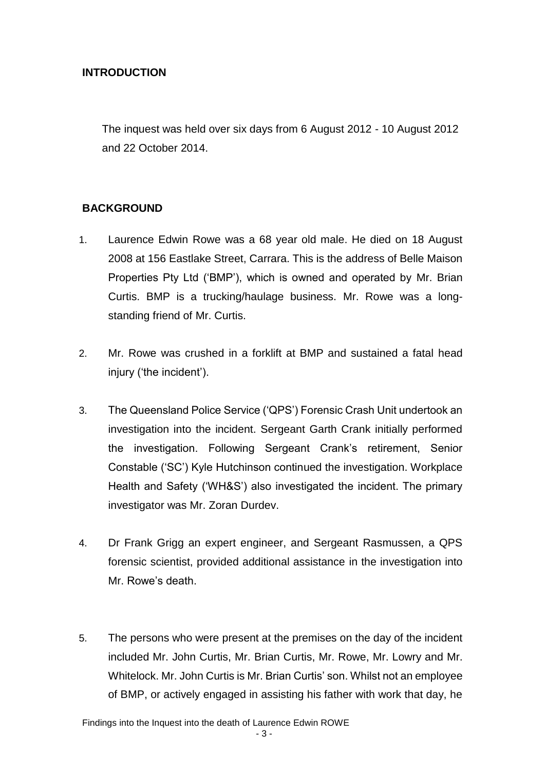## INTRODUCTION

The inquest was held over six days from 6 August 2012 - 10 August 2012 and 22 October 2014.

## BACKGROUND

1. Laurence Edwin Rowe was a 68 year old male. He died on 18 August 2008 at 156 Eastlake Street, Carrara. This is the address of Belle Maison Properties Pty Ltd ('BMP'), which is owned and operated by Mr. Brian Curtis. BMP is a trucking/haulage business. Mr. Rowe was a long-standing friend of Mr. Curtis.

2. Mr. Rowe was crushed in a forklift at BMP and sustained a fatal head injury ('the incident').

3. The Queensland Police Service ('QPS') Forensic Crash Unit undertook an investigation into the incident. Sergeant Garth Crank initially performed the investigation. Following Sergeant Crank's retirement, Senior Constable ('SC') Kyle Hutchinson continued the investigation. Workplace Health and Safety ('WH&S') also investigated the incident. The primary investigator was Mr. Zoran Durdev.

4. Dr Frank Grigg an expert engineer, and Sergeant Rasmussen, a QPS forensic scientist, provided additional assistance in the investigation into Mr. Rowe's death.

5. The persons who were present at the premises on the day of the incident included Mr. John Curtis, Mr. Brian Curtis, Mr. Rowe, Mr. Lowry and Mr. Whitelock. Mr. John Curtis is Mr. Brian Curtis' son. Whilst not an employee of BMP, or actively engaged in assisting his father with work that day, he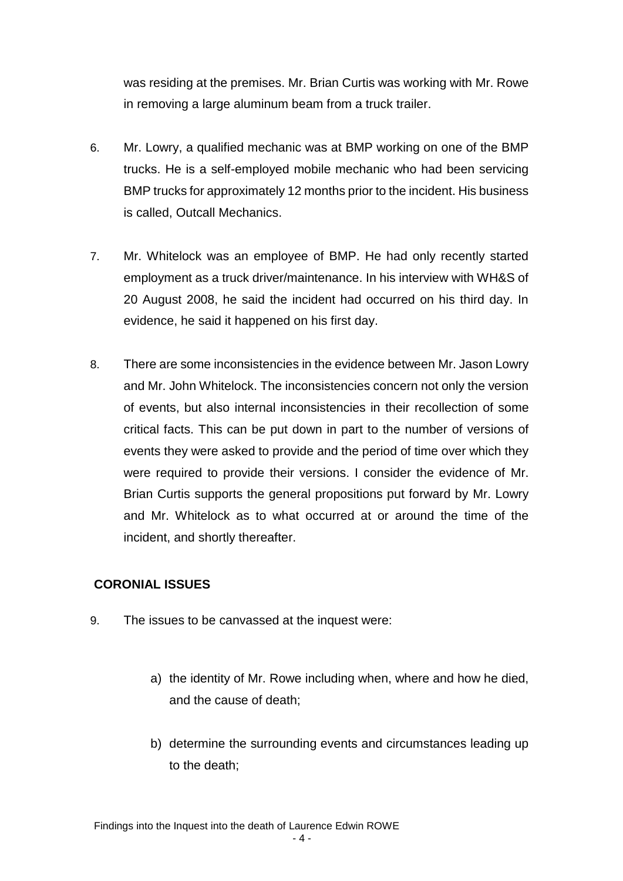was residing at the premises. Mr. Brian Curtis was working with Mr. Rowe in removing a large aluminum beam from a truck trailer.

6. Mr. Lowry, a qualified mechanic was at BMP working on one of the BMP trucks. He is a self-employed mobile mechanic who had been servicing BMP trucks for approximately 12 months prior to the incident. His business is called, Outcall Mechanics.

7. Mr. Whitelock was an employee of BMP. He had only recently started employment as a truck driver/maintenance. In his interview with WH&S of 20 August 2008, he said the incident had occurred on his third day. In evidence, he said it happened on his first day.

8. There are some inconsistencies in the evidence between Mr. Jason Lowry and Mr. John Whitelock. The inconsistencies concern not only the version of events, but also internal inconsistencies in their recollection of some critical facts. This can be put down in part to the number of versions of events they were asked to provide and the period of time over which they were required to provide their versions. I consider the evidence of Mr. Brian Curtis supports the general propositions put forward by Mr. Lowry and Mr. Whitelock as to what occurred at or around the time of the incident, and shortly thereafter.

## CORONIAL ISSUES

9. The issues to be canvassed at the inquest were:

    a) the identity of Mr. Rowe including when, where and how he died, and the cause of death;

    b) determine the surrounding events and circumstances leading up to the death;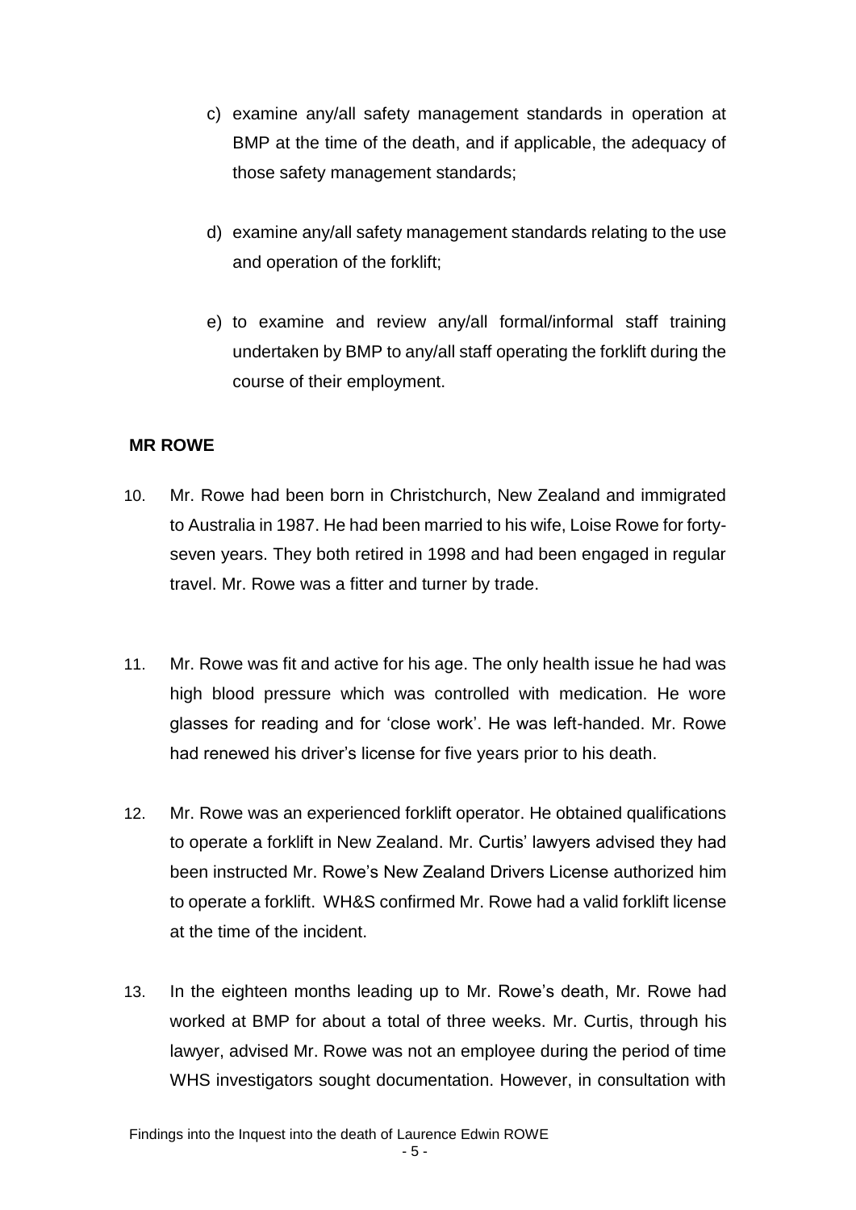c) examine any/all safety management standards in operation at BMP at the time of the death, and if applicable, the adequacy of those safety management standards;

d) examine any/all safety management standards relating to the use and operation of the forklift;

e) to examine and review any/all formal/informal staff training undertaken by BMP to any/all staff operating the forklift during the course of their employment.

## MR ROWE

10. Mr. Rowe had been born in Christchurch, New Zealand and immigrated to Australia in 1987. He had been married to his wife, Loise Rowe for forty-seven years. They both retired in 1998 and had been engaged in regular travel. Mr. Rowe was a fitter and turner by trade.

11. Mr. Rowe was fit and active for his age. The only health issue he had was high blood pressure which was controlled with medication. He wore glasses for reading and for 'close work'. He was left-handed. Mr. Rowe had renewed his driver's license for five years prior to his death.

12. Mr. Rowe was an experienced forklift operator. He obtained qualifications to operate a forklift in New Zealand. Mr. Curtis' lawyers advised they had been instructed Mr. Rowe's New Zealand Drivers License authorized him to operate a forklift. WH&S confirmed Mr. Rowe had a valid forklift license at the time of the incident.

13. In the eighteen months leading up to Mr. Rowe's death, Mr. Rowe had worked at BMP for about a total of three weeks. Mr. Curtis, through his lawyer, advised Mr. Rowe was not an employee during the period of time WHS investigators sought documentation. However, in consultation with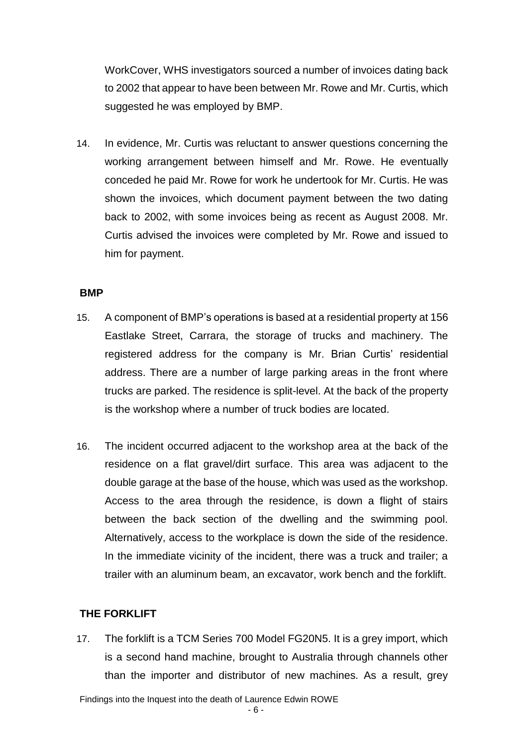WorkCover, WHS investigators sourced a number of invoices dating back to 2002 that appear to have been between Mr. Rowe and Mr. Curtis, which suggested he was employed by BMP.

14. In evidence, Mr. Curtis was reluctant to answer questions concerning the working arrangement between himself and Mr. Rowe. He eventually conceded he paid Mr. Rowe for work he undertook for Mr. Curtis. He was shown the invoices, which document payment between the two dating back to 2002, with some invoices being as recent as August 2008. Mr. Curtis advised the invoices were completed by Mr. Rowe and issued to him for payment.

## BMP

15. A component of BMP's operations is based at a residential property at 156 Eastlake Street, Carrara, the storage of trucks and machinery. The registered address for the company is Mr. Brian Curtis' residential address. There are a number of large parking areas in the front where trucks are parked. The residence is split-level. At the back of the property is the workshop where a number of truck bodies are located.

16. The incident occurred adjacent to the workshop area at the back of the residence on a flat gravel/dirt surface. This area was adjacent to the double garage at the base of the house, which was used as the workshop. Access to the area through the residence, is down a flight of stairs between the back section of the dwelling and the swimming pool. Alternatively, access to the workplace is down the side of the residence. In the immediate vicinity of the incident, there was a truck and trailer; a trailer with an aluminum beam, an excavator, work bench and the forklift.

## THE FORKLIFT

17. The forklift is a TCM Series 700 Model FG20N5. It is a grey import, which is a second hand machine, brought to Australia through channels other than the importer and distributor of new machines. As a result, grey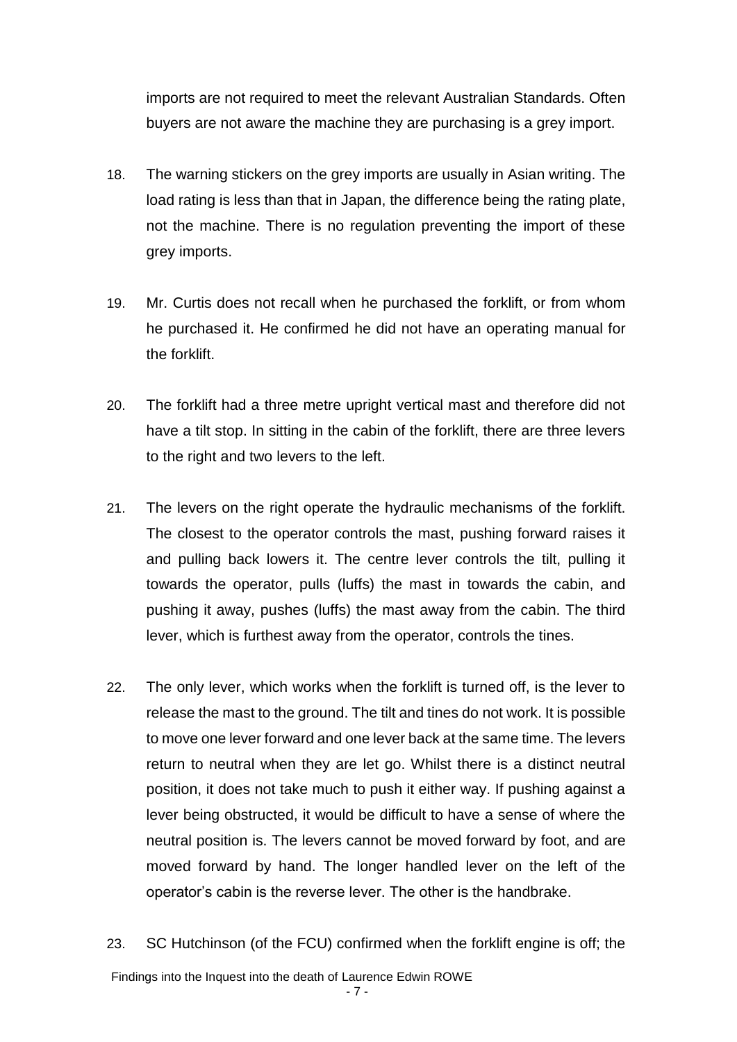imports are not required to meet the relevant Australian Standards. Often buyers are not aware the machine they are purchasing is a grey import.

18. The warning stickers on the grey imports are usually in Asian writing. The load rating is less than that in Japan, the difference being the rating plate, not the machine. There is no regulation preventing the import of these grey imports.

19. Mr. Curtis does not recall when he purchased the forklift, or from whom he purchased it. He confirmed he did not have an operating manual for the forklift.

20. The forklift had a three metre upright vertical mast and therefore did not have a tilt stop. In sitting in the cabin of the forklift, there are three levers to the right and two levers to the left.

21. The levers on the right operate the hydraulic mechanisms of the forklift. The closest to the operator controls the mast, pushing forward raises it and pulling back lowers it. The centre lever controls the tilt, pulling it towards the operator, pulls (luffs) the mast in towards the cabin, and pushing it away, pushes (luffs) the mast away from the cabin. The third lever, which is furthest away from the operator, controls the tines.

22. The only lever, which works when the forklift is turned off, is the lever to release the mast to the ground. The tilt and tines do not work. It is possible to move one lever forward and one lever back at the same time. The levers return to neutral when they are let go. Whilst there is a distinct neutral position, it does not take much to push it either way. If pushing against a lever being obstructed, it would be difficult to have a sense of where the neutral position is. The levers cannot be moved forward by foot, and are moved forward by hand. The longer handled lever on the left of the operator's cabin is the reverse lever. The other is the handbrake.

23. SC Hutchinson (of the FCU) confirmed when the forklift engine is off; the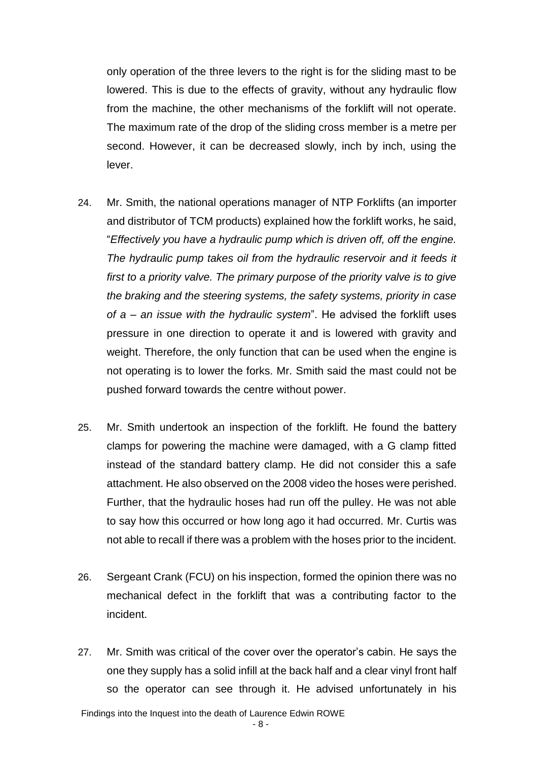only operation of the three levers to the right is for the sliding mast to be lowered. This is due to the effects of gravity, without any hydraulic flow from the machine, the other mechanisms of the forklift will not operate. The maximum rate of the drop of the sliding cross member is a metre per second. However, it can be decreased slowly, inch by inch, using the lever.

24. Mr. Smith, the national operations manager of NTP Forklifts (an importer and distributor of TCM products) explained how the forklift works, he said, "*Effectively you have a hydraulic pump which is driven off, off the engine. The hydraulic pump takes oil from the hydraulic reservoir and it feeds it first to a priority valve. The primary purpose of the priority valve is to give the braking and the steering systems, the safety systems, priority in case of a – an issue with the hydraulic system*". He advised the forklift uses pressure in one direction to operate it and is lowered with gravity and weight. Therefore, the only function that can be used when the engine is not operating is to lower the forks. Mr. Smith said the mast could not be pushed forward towards the centre without power.

25. Mr. Smith undertook an inspection of the forklift. He found the battery clamps for powering the machine were damaged, with a G clamp fitted instead of the standard battery clamp. He did not consider this a safe attachment. He also observed on the 2008 video the hoses were perished. Further, that the hydraulic hoses had run off the pulley. He was not able to say how this occurred or how long ago it had occurred. Mr. Curtis was not able to recall if there was a problem with the hoses prior to the incident.

26. Sergeant Crank (FCU) on his inspection, formed the opinion there was no mechanical defect in the forklift that was a contributing factor to the incident.

27. Mr. Smith was critical of the cover over the operator's cabin. He says the one they supply has a solid infill at the back half and a clear vinyl front half so the operator can see through it. He advised unfortunately in his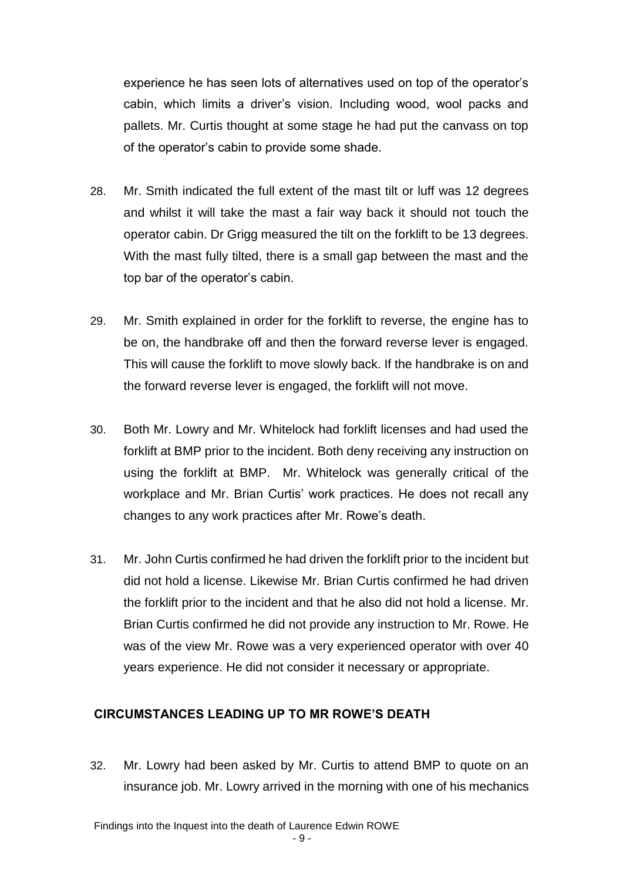experience he has seen lots of alternatives used on top of the operator's cabin, which limits a driver's vision. Including wood, wool packs and pallets. Mr. Curtis thought at some stage he had put the canvass on top of the operator's cabin to provide some shade.

28. Mr. Smith indicated the full extent of the mast tilt or luff was 12 degrees and whilst it will take the mast a fair way back it should not touch the operator cabin. Dr Grigg measured the tilt on the forklift to be 13 degrees. With the mast fully tilted, there is a small gap between the mast and the top bar of the operator's cabin.

29. Mr. Smith explained in order for the forklift to reverse, the engine has to be on, the handbrake off and then the forward reverse lever is engaged. This will cause the forklift to move slowly back. If the handbrake is on and the forward reverse lever is engaged, the forklift will not move.

30. Both Mr. Lowry and Mr. Whitelock had forklift licenses and had used the forklift at BMP prior to the incident. Both deny receiving any instruction on using the forklift at BMP. Mr. Whitelock was generally critical of the workplace and Mr. Brian Curtis' work practices. He does not recall any changes to any work practices after Mr. Rowe's death.

31. Mr. John Curtis confirmed he had driven the forklift prior to the incident but did not hold a license. Likewise Mr. Brian Curtis confirmed he had driven the forklift prior to the incident and that he also did not hold a license. Mr. Brian Curtis confirmed he did not provide any instruction to Mr. Rowe. He was of the view Mr. Rowe was a very experienced operator with over 40 years experience. He did not consider it necessary or appropriate.

## CIRCUMSTANCES LEADING UP TO MR ROWE'S DEATH

32. Mr. Lowry had been asked by Mr. Curtis to attend BMP to quote on an insurance job. Mr. Lowry arrived in the morning with one of his mechanics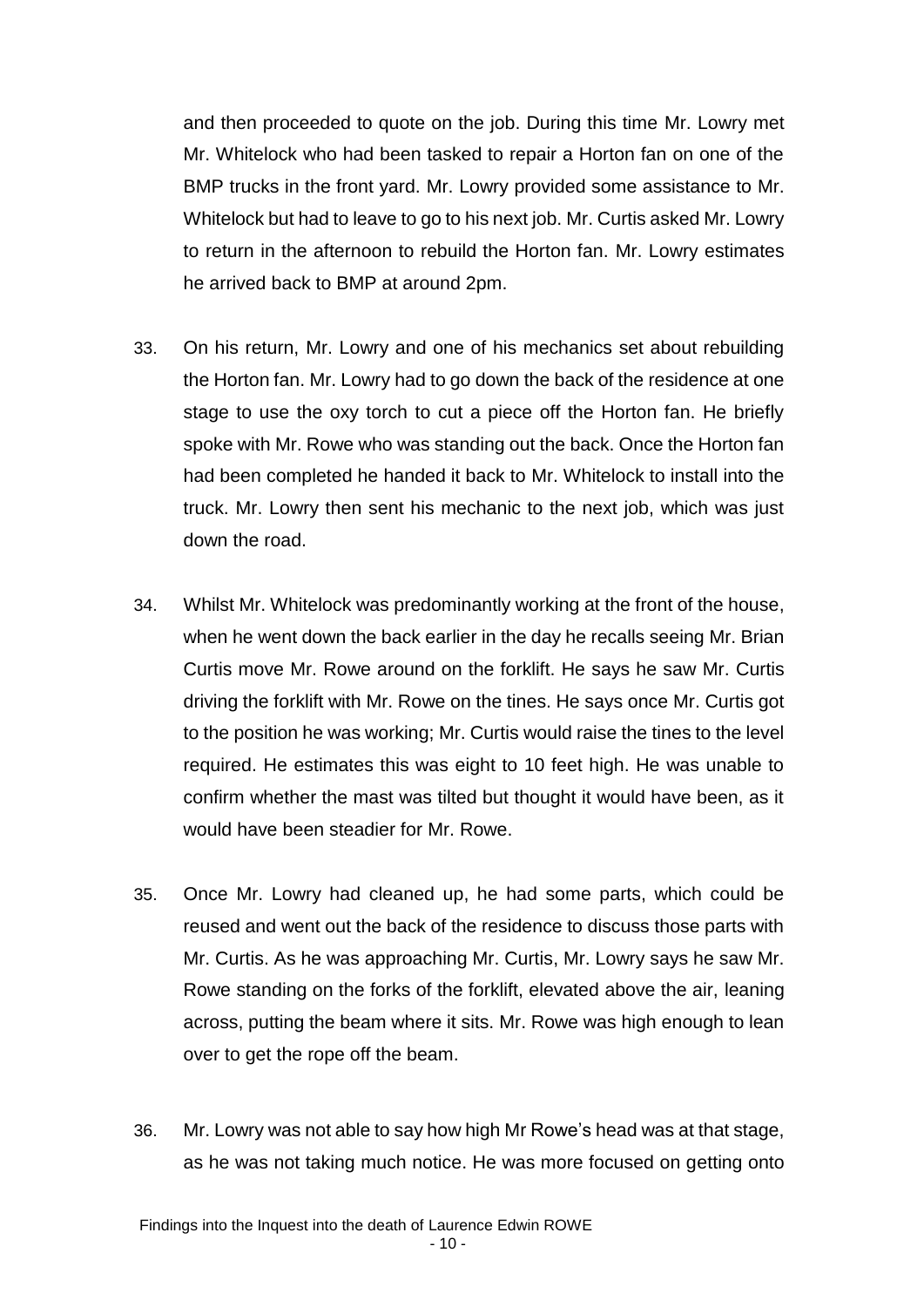and then proceeded to quote on the job. During this time Mr. Lowry met Mr. Whitelock who had been tasked to repair a Horton fan on one of the BMP trucks in the front yard. Mr. Lowry provided some assistance to Mr. Whitelock but had to leave to go to his next job. Mr. Curtis asked Mr. Lowry to return in the afternoon to rebuild the Horton fan. Mr. Lowry estimates he arrived back to BMP at around 2pm.

33. On his return, Mr. Lowry and one of his mechanics set about rebuilding the Horton fan. Mr. Lowry had to go down the back of the residence at one stage to use the oxy torch to cut a piece off the Horton fan. He briefly spoke with Mr. Rowe who was standing out the back. Once the Horton fan had been completed he handed it back to Mr. Whitelock to install into the truck. Mr. Lowry then sent his mechanic to the next job, which was just down the road.

34. Whilst Mr. Whitelock was predominantly working at the front of the house, when he went down the back earlier in the day he recalls seeing Mr. Brian Curtis move Mr. Rowe around on the forklift. He says he saw Mr. Curtis driving the forklift with Mr. Rowe on the tines. He says once Mr. Curtis got to the position he was working; Mr. Curtis would raise the tines to the level required. He estimates this was eight to 10 feet high. He was unable to confirm whether the mast was tilted but thought it would have been, as it would have been steadier for Mr. Rowe.

35. Once Mr. Lowry had cleaned up, he had some parts, which could be reused and went out the back of the residence to discuss those parts with Mr. Curtis. As he was approaching Mr. Curtis, Mr. Lowry says he saw Mr. Rowe standing on the forks of the forklift, elevated above the air, leaning across, putting the beam where it sits. Mr. Rowe was high enough to lean over to get the rope off the beam.

36. Mr. Lowry was not able to say how high Mr Rowe's head was at that stage, as he was not taking much notice. He was more focused on getting onto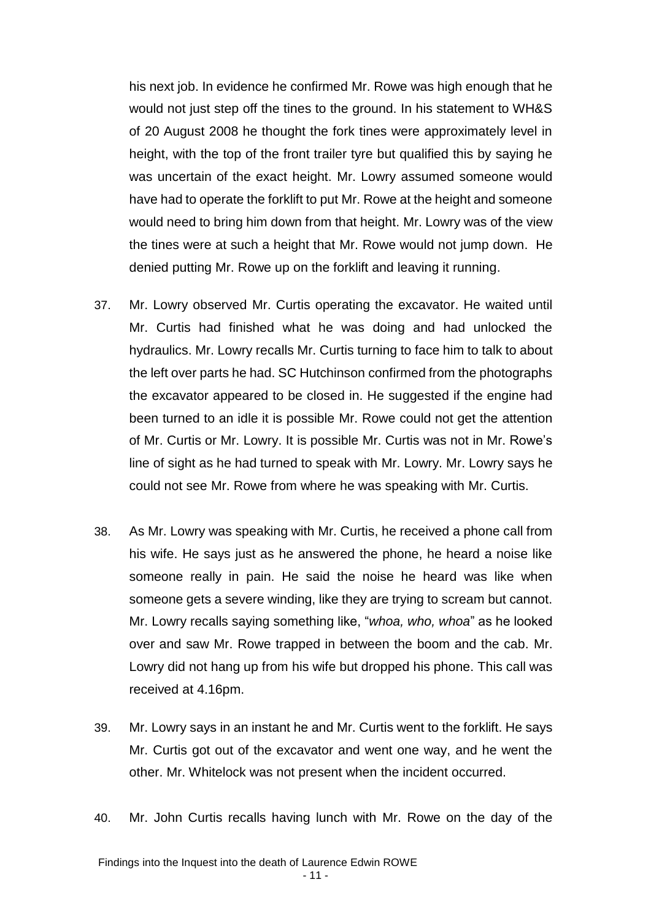his next job. In evidence he confirmed Mr. Rowe was high enough that he would not just step off the tines to the ground. In his statement to WH&S of 20 August 2008 he thought the fork tines were approximately level in height, with the top of the front trailer tyre but qualified this by saying he was uncertain of the exact height. Mr. Lowry assumed someone would have had to operate the forklift to put Mr. Rowe at the height and someone would need to bring him down from that height. Mr. Lowry was of the view the tines were at such a height that Mr. Rowe would not jump down. He denied putting Mr. Rowe up on the forklift and leaving it running.

37. Mr. Lowry observed Mr. Curtis operating the excavator. He waited until Mr. Curtis had finished what he was doing and had unlocked the hydraulics. Mr. Lowry recalls Mr. Curtis turning to face him to talk to about the left over parts he had. SC Hutchinson confirmed from the photographs the excavator appeared to be closed in. He suggested if the engine had been turned to an idle it is possible Mr. Rowe could not get the attention of Mr. Curtis or Mr. Lowry. It is possible Mr. Curtis was not in Mr. Rowe's line of sight as he had turned to speak with Mr. Lowry. Mr. Lowry says he could not see Mr. Rowe from where he was speaking with Mr. Curtis.

38. As Mr. Lowry was speaking with Mr. Curtis, he received a phone call from his wife. He says just as he answered the phone, he heard a noise like someone really in pain. He said the noise he heard was like when someone gets a severe winding, like they are trying to scream but cannot. Mr. Lowry recalls saying something like, "*whoa, who, whoa*" as he looked over and saw Mr. Rowe trapped in between the boom and the cab. Mr. Lowry did not hang up from his wife but dropped his phone. This call was received at 4.16pm.

39. Mr. Lowry says in an instant he and Mr. Curtis went to the forklift. He says Mr. Curtis got out of the excavator and went one way, and he went the other. Mr. Whitelock was not present when the incident occurred.

40. Mr. John Curtis recalls having lunch with Mr. Rowe on the day of the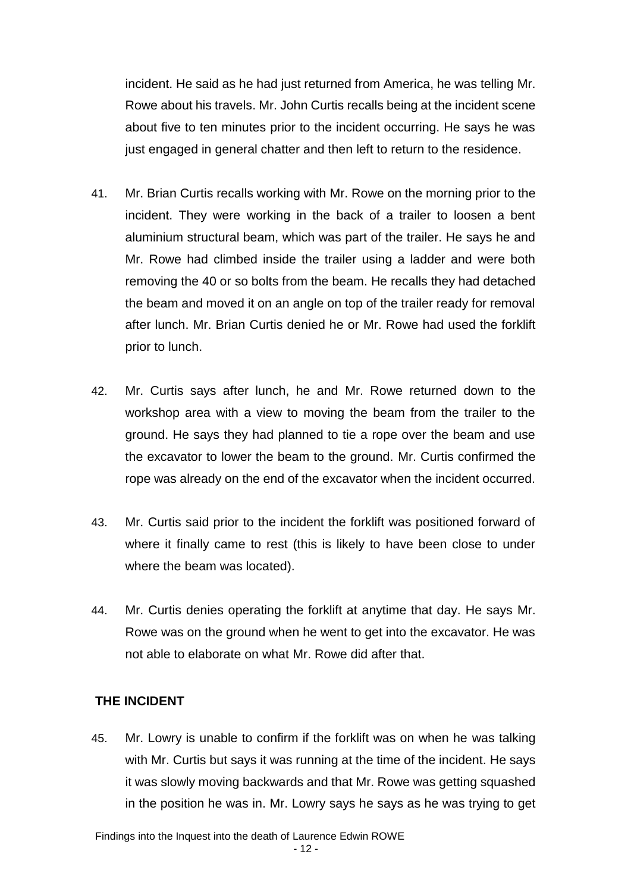incident. He said as he had just returned from America, he was telling Mr. Rowe about his travels. Mr. John Curtis recalls being at the incident scene about five to ten minutes prior to the incident occurring. He says he was just engaged in general chatter and then left to return to the residence.

41. Mr. Brian Curtis recalls working with Mr. Rowe on the morning prior to the incident. They were working in the back of a trailer to loosen a bent aluminium structural beam, which was part of the trailer. He says he and Mr. Rowe had climbed inside the trailer using a ladder and were both removing the 40 or so bolts from the beam. He recalls they had detached the beam and moved it on an angle on top of the trailer ready for removal after lunch. Mr. Brian Curtis denied he or Mr. Rowe had used the forklift prior to lunch.

42. Mr. Curtis says after lunch, he and Mr. Rowe returned down to the workshop area with a view to moving the beam from the trailer to the ground. He says they had planned to tie a rope over the beam and use the excavator to lower the beam to the ground. Mr. Curtis confirmed the rope was already on the end of the excavator when the incident occurred.

43. Mr. Curtis said prior to the incident the forklift was positioned forward of where it finally came to rest (this is likely to have been close to under where the beam was located).

44. Mr. Curtis denies operating the forklift at anytime that day. He says Mr. Rowe was on the ground when he went to get into the excavator. He was not able to elaborate on what Mr. Rowe did after that.

## THE INCIDENT

45. Mr. Lowry is unable to confirm if the forklift was on when he was talking with Mr. Curtis but says it was running at the time of the incident. He says it was slowly moving backwards and that Mr. Rowe was getting squashed in the position he was in. Mr. Lowry says he says as he was trying to get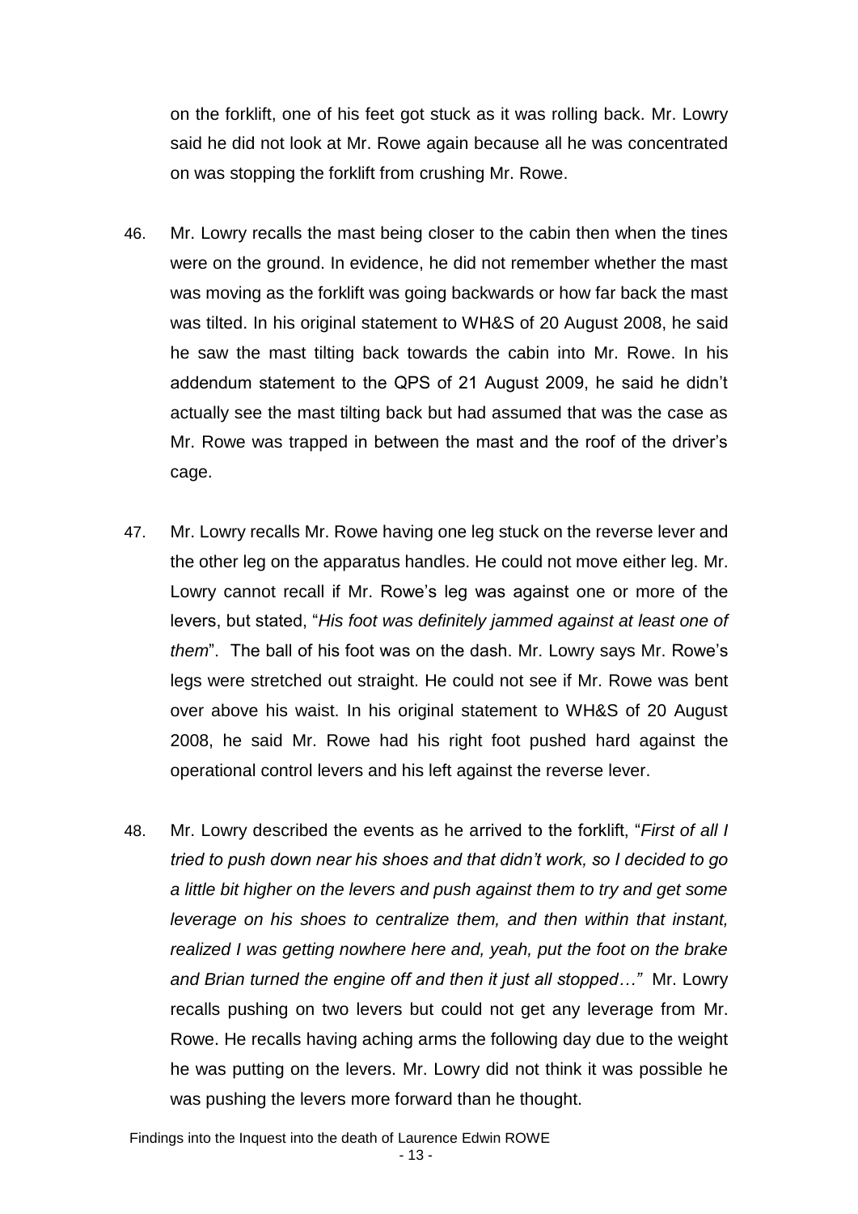on the forklift, one of his feet got stuck as it was rolling back. Mr. Lowry said he did not look at Mr. Rowe again because all he was concentrated on was stopping the forklift from crushing Mr. Rowe.

46. Mr. Lowry recalls the mast being closer to the cabin then when the tines were on the ground. In evidence, he did not remember whether the mast was moving as the forklift was going backwards or how far back the mast was tilted. In his original statement to WH&S of 20 August 2008, he said he saw the mast tilting back towards the cabin into Mr. Rowe. In his addendum statement to the QPS of 21 August 2009, he said he didn't actually see the mast tilting back but had assumed that was the case as Mr. Rowe was trapped in between the mast and the roof of the driver's cage.

47. Mr. Lowry recalls Mr. Rowe having one leg stuck on the reverse lever and the other leg on the apparatus handles. He could not move either leg. Mr. Lowry cannot recall if Mr. Rowe's leg was against one or more of the levers, but stated, "*His foot was definitely jammed against at least one of them*". The ball of his foot was on the dash. Mr. Lowry says Mr. Rowe's legs were stretched out straight. He could not see if Mr. Rowe was bent over above his waist. In his original statement to WH&S of 20 August 2008, he said Mr. Rowe had his right foot pushed hard against the operational control levers and his left against the reverse lever.

48. Mr. Lowry described the events as he arrived to the forklift, "*First of all I tried to push down near his shoes and that didn't work, so I decided to go a little bit higher on the levers and push against them to try and get some leverage on his shoes to centralize them, and then within that instant, realized I was getting nowhere here and, yeah, put the foot on the brake and Brian turned the engine off and then it just all stopped…*" Mr. Lowry recalls pushing on two levers but could not get any leverage from Mr. Rowe. He recalls having aching arms the following day due to the weight he was putting on the levers. Mr. Lowry did not think it was possible he was pushing the levers more forward than he thought.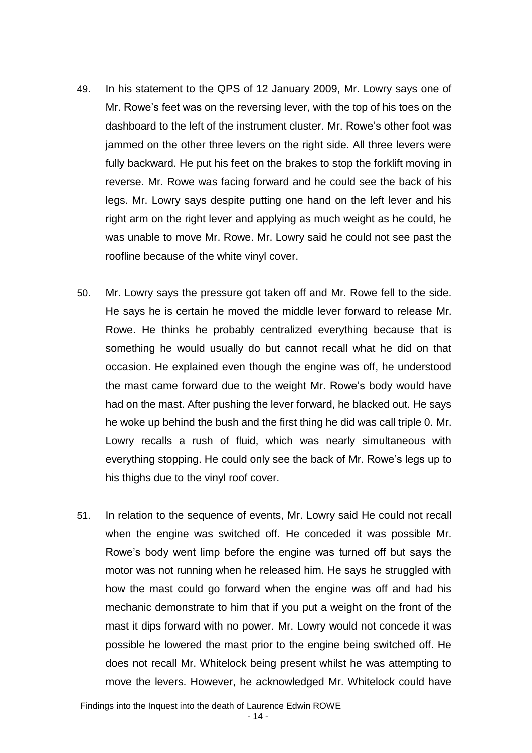49. In his statement to the QPS of 12 January 2009, Mr. Lowry says one of Mr. Rowe's feet was on the reversing lever, with the top of his toes on the dashboard to the left of the instrument cluster. Mr. Rowe's other foot was jammed on the other three levers on the right side. All three levers were fully backward. He put his feet on the brakes to stop the forklift moving in reverse. Mr. Rowe was facing forward and he could see the back of his legs. Mr. Lowry says despite putting one hand on the left lever and his right arm on the right lever and applying as much weight as he could, he was unable to move Mr. Rowe. Mr. Lowry said he could not see past the roofline because of the white vinyl cover.

50. Mr. Lowry says the pressure got taken off and Mr. Rowe fell to the side. He says he is certain he moved the middle lever forward to release Mr. Rowe. He thinks he probably centralized everything because that is something he would usually do but cannot recall what he did on that occasion. He explained even though the engine was off, he understood the mast came forward due to the weight Mr. Rowe's body would have had on the mast. After pushing the lever forward, he blacked out. He says he woke up behind the bush and the first thing he did was call triple 0. Mr. Lowry recalls a rush of fluid, which was nearly simultaneous with everything stopping. He could only see the back of Mr. Rowe's legs up to his thighs due to the vinyl roof cover.

51. In relation to the sequence of events, Mr. Lowry said He could not recall when the engine was switched off. He conceded it was possible Mr. Rowe's body went limp before the engine was turned off but says the motor was not running when he released him. He says he struggled with how the mast could go forward when the engine was off and had his mechanic demonstrate to him that if you put a weight on the front of the mast it dips forward with no power. Mr. Lowry would not concede it was possible he lowered the mast prior to the engine being switched off. He does not recall Mr. Whitelock being present whilst he was attempting to move the levers. However, he acknowledged Mr. Whitelock could have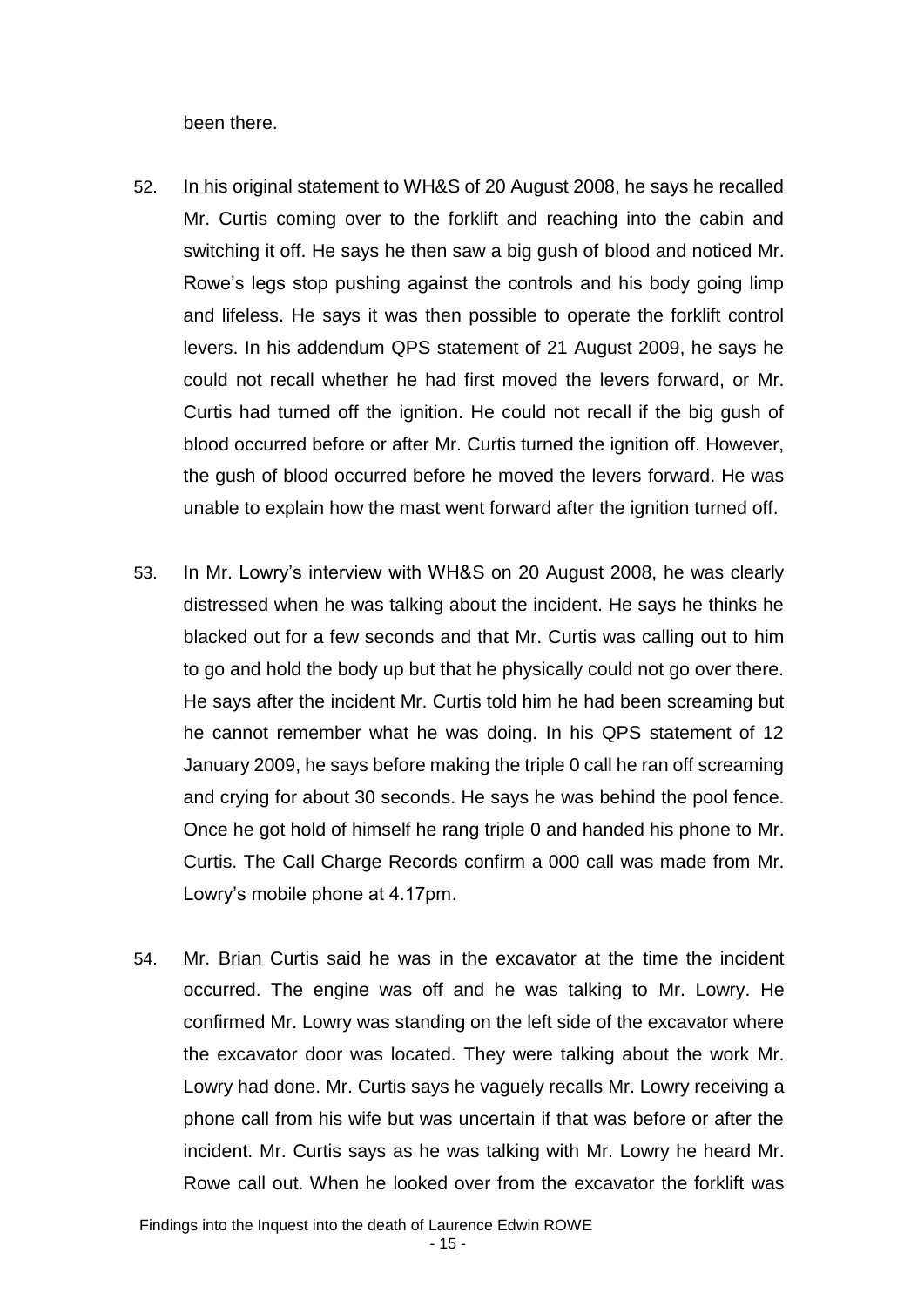been there.

52. In his original statement to WH&S of 20 August 2008, he says he recalled Mr. Curtis coming over to the forklift and reaching into the cabin and switching it off. He says he then saw a big gush of blood and noticed Mr. Rowe's legs stop pushing against the controls and his body going limp and lifeless. He says it was then possible to operate the forklift control levers. In his addendum QPS statement of 21 August 2009, he says he could not recall whether he had first moved the levers forward, or Mr. Curtis had turned off the ignition. He could not recall if the big gush of blood occurred before or after Mr. Curtis turned the ignition off. However, the gush of blood occurred before he moved the levers forward. He was unable to explain how the mast went forward after the ignition turned off.

53. In Mr. Lowry's interview with WH&S on 20 August 2008, he was clearly distressed when he was talking about the incident. He says he thinks he blacked out for a few seconds and that Mr. Curtis was calling out to him to go and hold the body up but that he physically could not go over there. He says after the incident Mr. Curtis told him he had been screaming but he cannot remember what he was doing. In his QPS statement of 12 January 2009, he says before making the triple 0 call he ran off screaming and crying for about 30 seconds. He says he was behind the pool fence. Once he got hold of himself he rang triple 0 and handed his phone to Mr. Curtis. The Call Charge Records confirm a 000 call was made from Mr. Lowry's mobile phone at 4.17pm.

54. Mr. Brian Curtis said he was in the excavator at the time the incident occurred. The engine was off and he was talking to Mr. Lowry. He confirmed Mr. Lowry was standing on the left side of the excavator where the excavator door was located. They were talking about the work Mr. Lowry had done. Mr. Curtis says he vaguely recalls Mr. Lowry receiving a phone call from his wife but was uncertain if that was before or after the incident. Mr. Curtis says as he was talking with Mr. Lowry he heard Mr. Rowe call out. When he looked over from the excavator the forklift was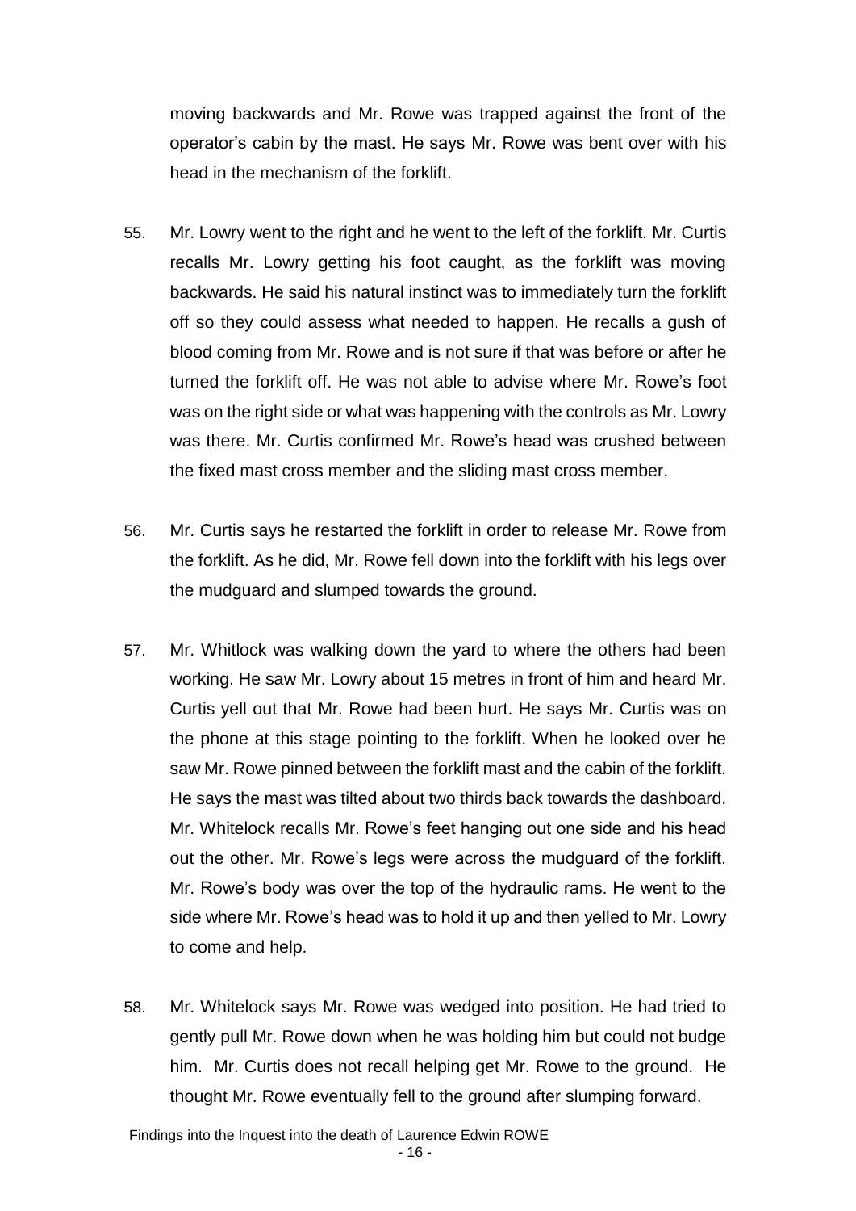moving backwards and Mr. Rowe was trapped against the front of the operator's cabin by the mast. He says Mr. Rowe was bent over with his head in the mechanism of the forklift.

55. Mr. Lowry went to the right and he went to the left of the forklift. Mr. Curtis recalls Mr. Lowry getting his foot caught, as the forklift was moving backwards. He said his natural instinct was to immediately turn the forklift off so they could assess what needed to happen. He recalls a gush of blood coming from Mr. Rowe and is not sure if that was before or after he turned the forklift off. He was not able to advise where Mr. Rowe's foot was on the right side or what was happening with the controls as Mr. Lowry was there. Mr. Curtis confirmed Mr. Rowe's head was crushed between the fixed mast cross member and the sliding mast cross member.

56. Mr. Curtis says he restarted the forklift in order to release Mr. Rowe from the forklift. As he did, Mr. Rowe fell down into the forklift with his legs over the mudguard and slumped towards the ground.

57. Mr. Whitlock was walking down the yard to where the others had been working. He saw Mr. Lowry about 15 metres in front of him and heard Mr. Curtis yell out that Mr. Rowe had been hurt. He says Mr. Curtis was on the phone at this stage pointing to the forklift. When he looked over he saw Mr. Rowe pinned between the forklift mast and the cabin of the forklift. He says the mast was tilted about two thirds back towards the dashboard. Mr. Whitelock recalls Mr. Rowe's feet hanging out one side and his head out the other. Mr. Rowe's legs were across the mudguard of the forklift. Mr. Rowe's body was over the top of the hydraulic rams. He went to the side where Mr. Rowe's head was to hold it up and then yelled to Mr. Lowry to come and help.

58. Mr. Whitelock says Mr. Rowe was wedged into position. He had tried to gently pull Mr. Rowe down when he was holding him but could not budge him. Mr. Curtis does not recall helping get Mr. Rowe to the ground. He thought Mr. Rowe eventually fell to the ground after slumping forward.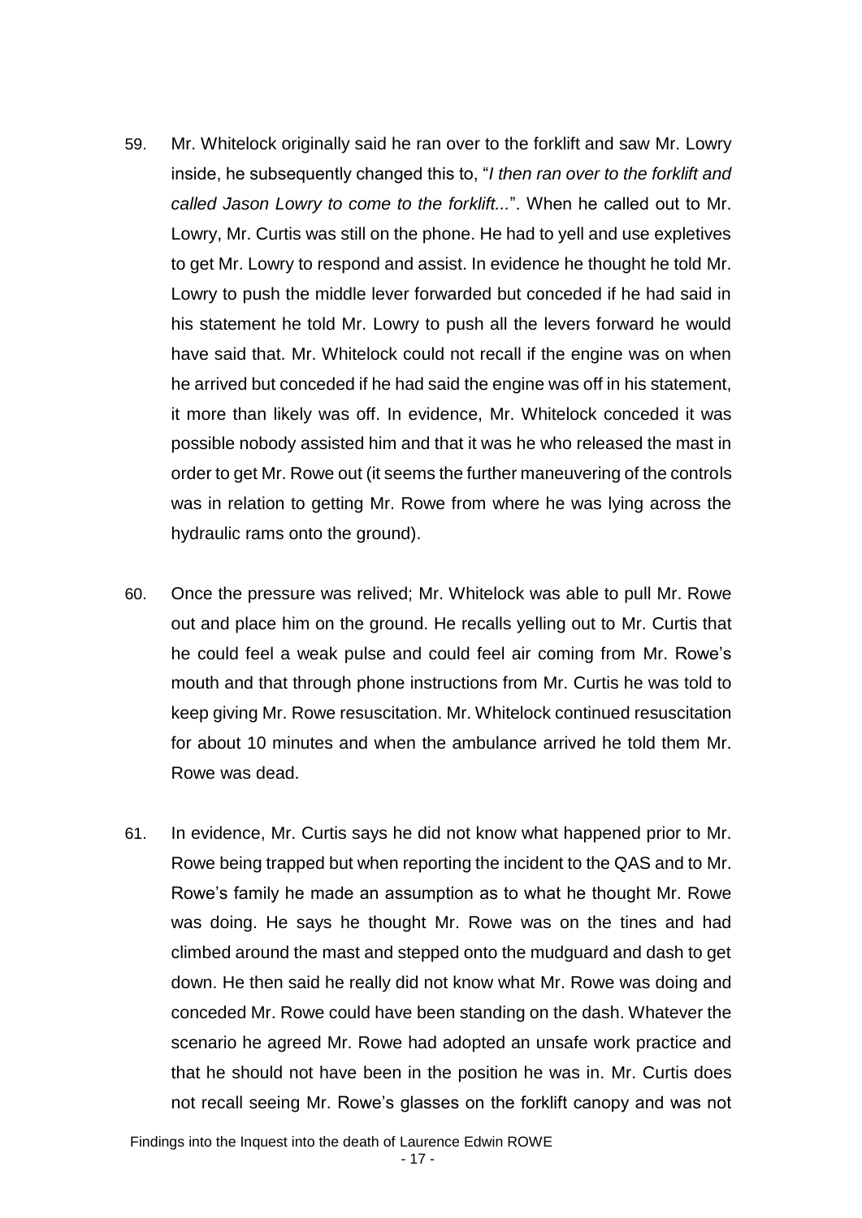59. Mr. Whitelock originally said he ran over to the forklift and saw Mr. Lowry inside, he subsequently changed this to, "*I then ran over to the forklift and called Jason Lowry to come to the forklift...*". When he called out to Mr. Lowry, Mr. Curtis was still on the phone. He had to yell and use expletives to get Mr. Lowry to respond and assist. In evidence he thought he told Mr. Lowry to push the middle lever forwarded but conceded if he had said in his statement he told Mr. Lowry to push all the levers forward he would have said that. Mr. Whitelock could not recall if the engine was on when he arrived but conceded if he had said the engine was off in his statement, it more than likely was off. In evidence, Mr. Whitelock conceded it was possible nobody assisted him and that it was he who released the mast in order to get Mr. Rowe out (it seems the further maneuvering of the controls was in relation to getting Mr. Rowe from where he was lying across the hydraulic rams onto the ground).

60. Once the pressure was relived; Mr. Whitelock was able to pull Mr. Rowe out and place him on the ground. He recalls yelling out to Mr. Curtis that he could feel a weak pulse and could feel air coming from Mr. Rowe's mouth and that through phone instructions from Mr. Curtis he was told to keep giving Mr. Rowe resuscitation. Mr. Whitelock continued resuscitation for about 10 minutes and when the ambulance arrived he told them Mr. Rowe was dead.

61. In evidence, Mr. Curtis says he did not know what happened prior to Mr. Rowe being trapped but when reporting the incident to the QAS and to Mr. Rowe's family he made an assumption as to what he thought Mr. Rowe was doing. He says he thought Mr. Rowe was on the tines and had climbed around the mast and stepped onto the mudguard and dash to get down. He then said he really did not know what Mr. Rowe was doing and conceded Mr. Rowe could have been standing on the dash. Whatever the scenario he agreed Mr. Rowe had adopted an unsafe work practice and that he should not have been in the position he was in. Mr. Curtis does not recall seeing Mr. Rowe's glasses on the forklift canopy and was not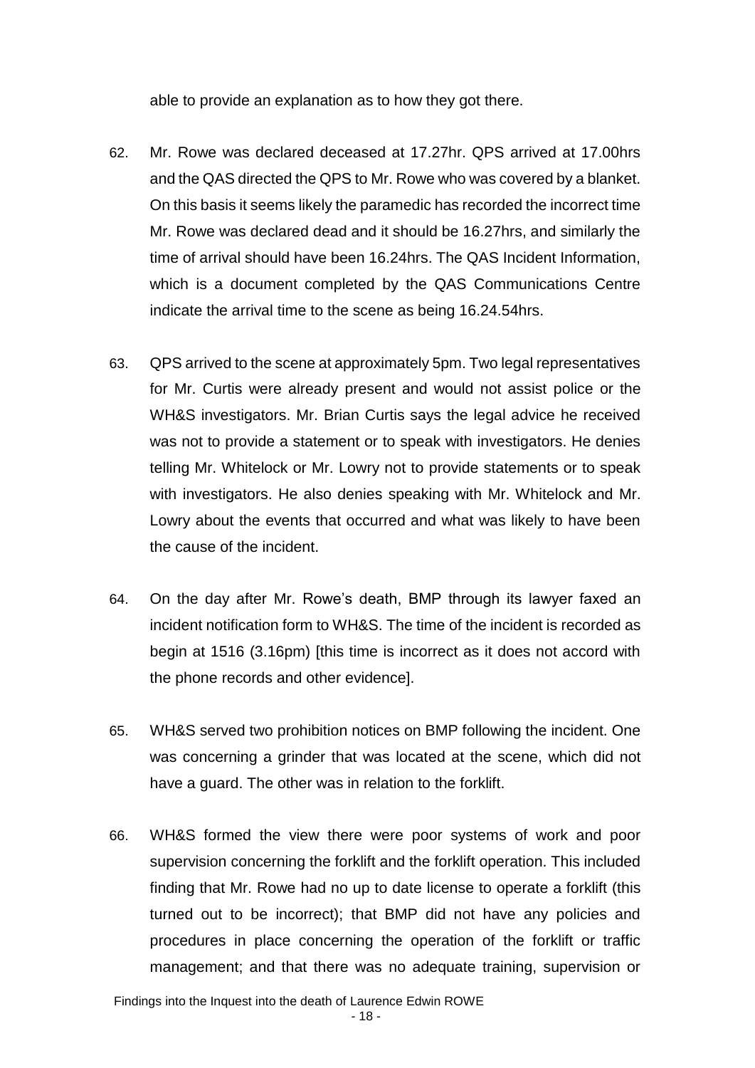able to provide an explanation as to how they got there.

62. Mr. Rowe was declared deceased at 17.27hr. QPS arrived at 17.00hrs and the QAS directed the QPS to Mr. Rowe who was covered by a blanket. On this basis it seems likely the paramedic has recorded the incorrect time Mr. Rowe was declared dead and it should be 16.27hrs, and similarly the time of arrival should have been 16.24hrs. The QAS Incident Information, which is a document completed by the QAS Communications Centre indicate the arrival time to the scene as being 16.24.54hrs.

63. QPS arrived to the scene at approximately 5pm. Two legal representatives for Mr. Curtis were already present and would not assist police or the WH&S investigators. Mr. Brian Curtis says the legal advice he received was not to provide a statement or to speak with investigators. He denies telling Mr. Whitelock or Mr. Lowry not to provide statements or to speak with investigators. He also denies speaking with Mr. Whitelock and Mr. Lowry about the events that occurred and what was likely to have been the cause of the incident.

64. On the day after Mr. Rowe's death, BMP through its lawyer faxed an incident notification form to WH&S. The time of the incident is recorded as begin at 1516 (3.16pm) [this time is incorrect as it does not accord with the phone records and other evidence].

65. WH&S served two prohibition notices on BMP following the incident. One was concerning a grinder that was located at the scene, which did not have a guard. The other was in relation to the forklift.

66. WH&S formed the view there were poor systems of work and poor supervision concerning the forklift and the forklift operation. This included finding that Mr. Rowe had no up to date license to operate a forklift (this turned out to be incorrect); that BMP did not have any policies and procedures in place concerning the operation of the forklift or traffic management; and that there was no adequate training, supervision or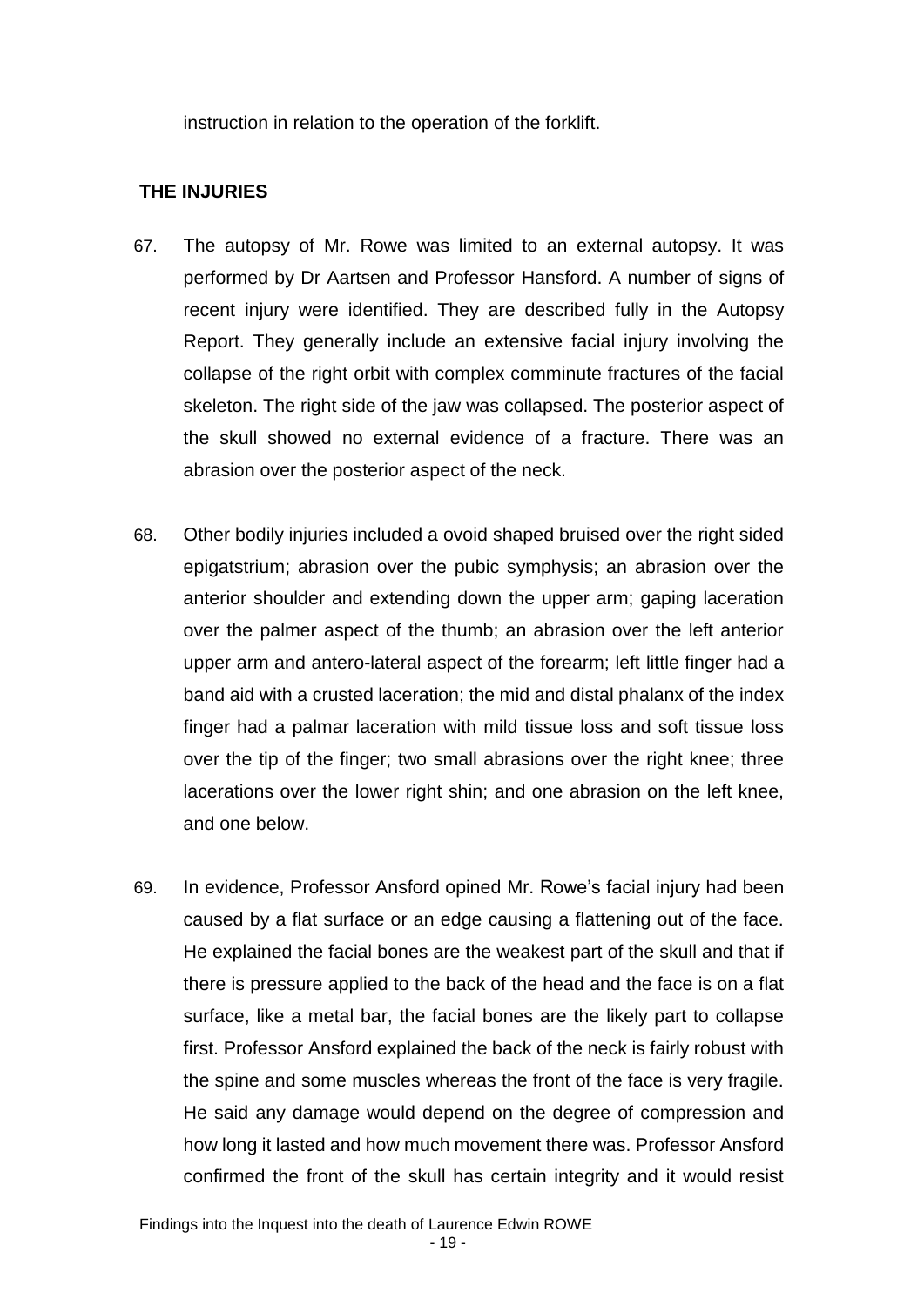instruction in relation to the operation of the forklift.

## THE INJURIES

67. The autopsy of Mr. Rowe was limited to an external autopsy. It was performed by Dr Aartsen and Professor Hansford. A number of signs of recent injury were identified. They are described fully in the Autopsy Report. They generally include an extensive facial injury involving the collapse of the right orbit with complex comminute fractures of the facial skeleton. The right side of the jaw was collapsed. The posterior aspect of the skull showed no external evidence of a fracture. There was an abrasion over the posterior aspect of the neck.

68. Other bodily injuries included a ovoid shaped bruised over the right sided epigatstrium; abrasion over the pubic symphysis; an abrasion over the anterior shoulder and extending down the upper arm; gaping laceration over the palmer aspect of the thumb; an abrasion over the left anterior upper arm and antero-lateral aspect of the forearm; left little finger had a band aid with a crusted laceration; the mid and distal phalanx of the index finger had a palmar laceration with mild tissue loss and soft tissue loss over the tip of the finger; two small abrasions over the right knee; three lacerations over the lower right shin; and one abrasion on the left knee, and one below.

69. In evidence, Professor Ansford opined Mr. Rowe's facial injury had been caused by a flat surface or an edge causing a flattening out of the face. He explained the facial bones are the weakest part of the skull and that if there is pressure applied to the back of the head and the face is on a flat surface, like a metal bar, the facial bones are the likely part to collapse first. Professor Ansford explained the back of the neck is fairly robust with the spine and some muscles whereas the front of the face is very fragile. He said any damage would depend on the degree of compression and how long it lasted and how much movement there was. Professor Ansford confirmed the front of the skull has certain integrity and it would resist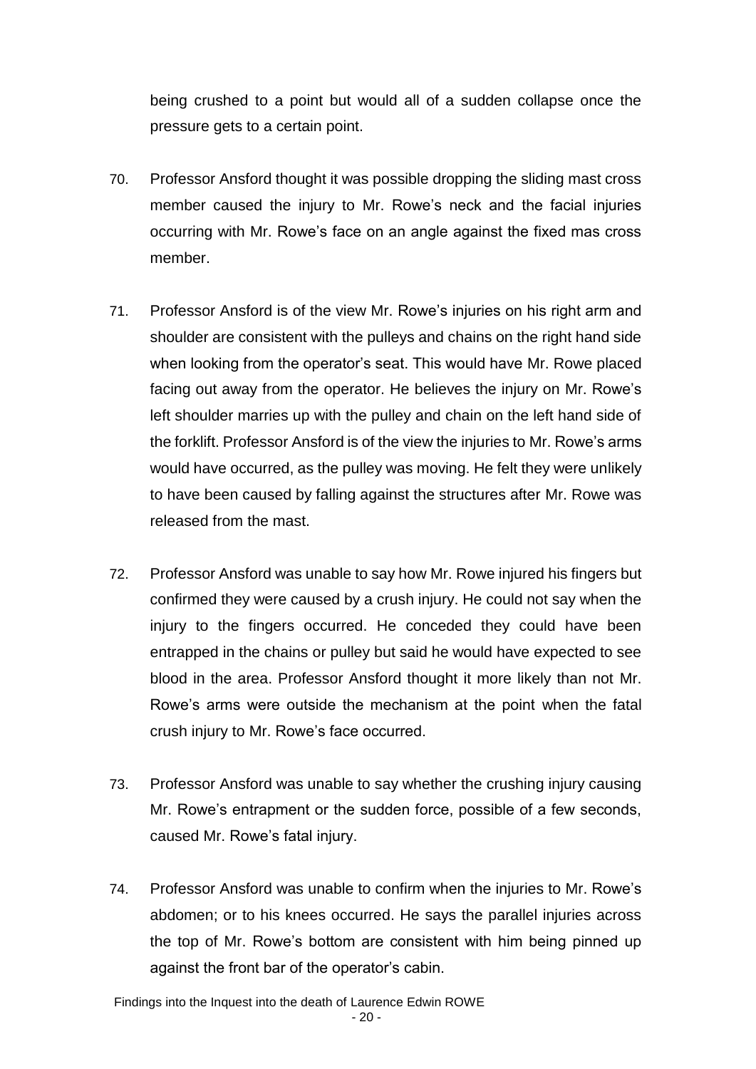being crushed to a point but would all of a sudden collapse once the pressure gets to a certain point.

70. Professor Ansford thought it was possible dropping the sliding mast cross member caused the injury to Mr. Rowe's neck and the facial injuries occurring with Mr. Rowe's face on an angle against the fixed mas cross member.

71. Professor Ansford is of the view Mr. Rowe's injuries on his right arm and shoulder are consistent with the pulleys and chains on the right hand side when looking from the operator's seat. This would have Mr. Rowe placed facing out away from the operator. He believes the injury on Mr. Rowe's left shoulder marries up with the pulley and chain on the left hand side of the forklift. Professor Ansford is of the view the injuries to Mr. Rowe's arms would have occurred, as the pulley was moving. He felt they were unlikely to have been caused by falling against the structures after Mr. Rowe was released from the mast.

72. Professor Ansford was unable to say how Mr. Rowe injured his fingers but confirmed they were caused by a crush injury. He could not say when the injury to the fingers occurred. He conceded they could have been entrapped in the chains or pulley but said he would have expected to see blood in the area. Professor Ansford thought it more likely than not Mr. Rowe's arms were outside the mechanism at the point when the fatal crush injury to Mr. Rowe's face occurred.

73. Professor Ansford was unable to say whether the crushing injury causing Mr. Rowe's entrapment or the sudden force, possible of a few seconds, caused Mr. Rowe's fatal injury.

74. Professor Ansford was unable to confirm when the injuries to Mr. Rowe's abdomen; or to his knees occurred. He says the parallel injuries across the top of Mr. Rowe's bottom are consistent with him being pinned up against the front bar of the operator's cabin.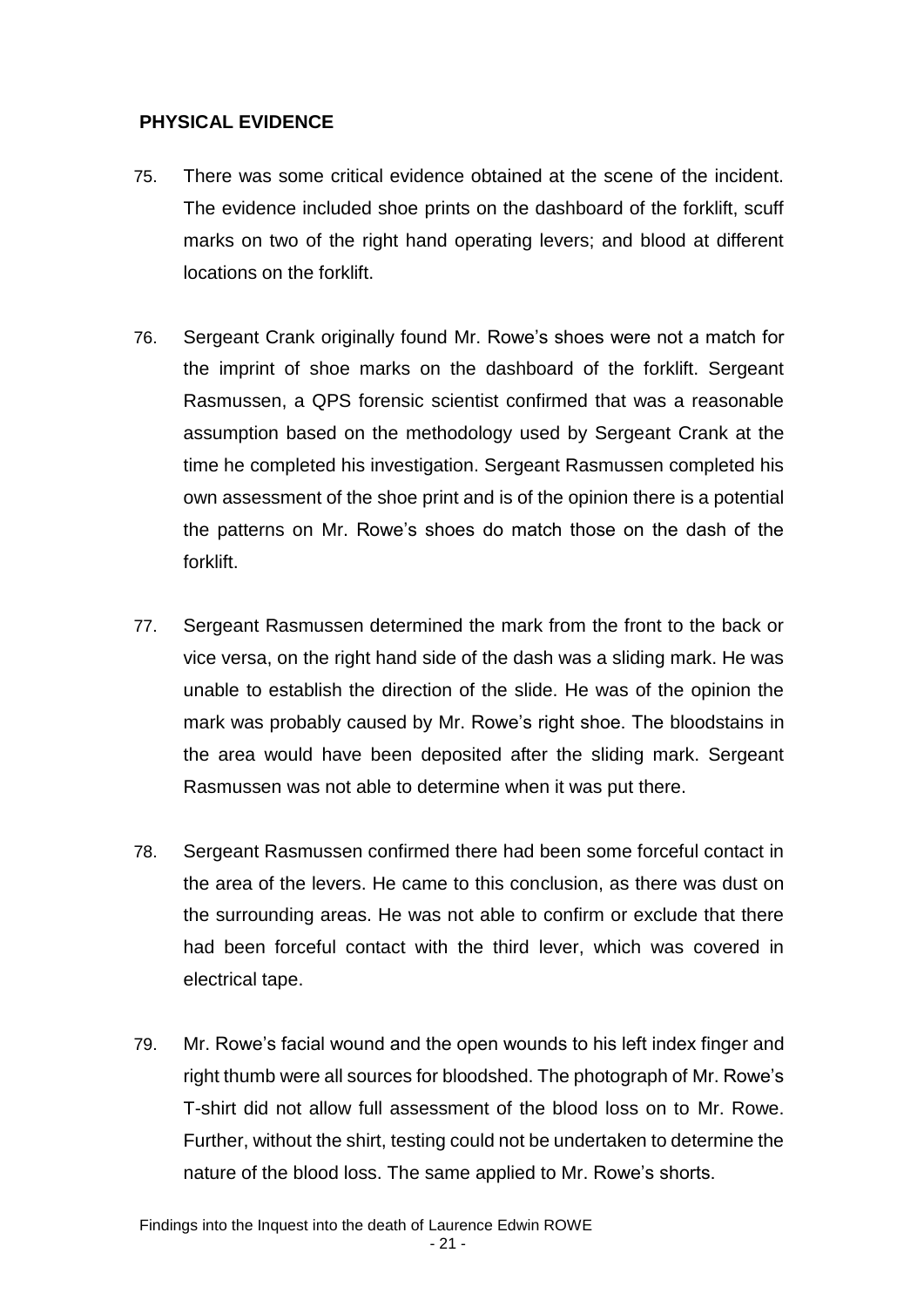## PHYSICAL EVIDENCE

75. There was some critical evidence obtained at the scene of the incident. The evidence included shoe prints on the dashboard of the forklift, scuff marks on two of the right hand operating levers; and blood at different locations on the forklift.

76. Sergeant Crank originally found Mr. Rowe's shoes were not a match for the imprint of shoe marks on the dashboard of the forklift. Sergeant Rasmussen, a QPS forensic scientist confirmed that was a reasonable assumption based on the methodology used by Sergeant Crank at the time he completed his investigation. Sergeant Rasmussen completed his own assessment of the shoe print and is of the opinion there is a potential the patterns on Mr. Rowe's shoes do match those on the dash of the forklift.

77. Sergeant Rasmussen determined the mark from the front to the back or vice versa, on the right hand side of the dash was a sliding mark. He was unable to establish the direction of the slide. He was of the opinion the mark was probably caused by Mr. Rowe's right shoe. The bloodstains in the area would have been deposited after the sliding mark. Sergeant Rasmussen was not able to determine when it was put there.

78. Sergeant Rasmussen confirmed there had been some forceful contact in the area of the levers. He came to this conclusion, as there was dust on the surrounding areas. He was not able to confirm or exclude that there had been forceful contact with the third lever, which was covered in electrical tape.

79. Mr. Rowe's facial wound and the open wounds to his left index finger and right thumb were all sources for bloodshed. The photograph of Mr. Rowe's T-shirt did not allow full assessment of the blood loss on to Mr. Rowe. Further, without the shirt, testing could not be undertaken to determine the nature of the blood loss. The same applied to Mr. Rowe's shorts.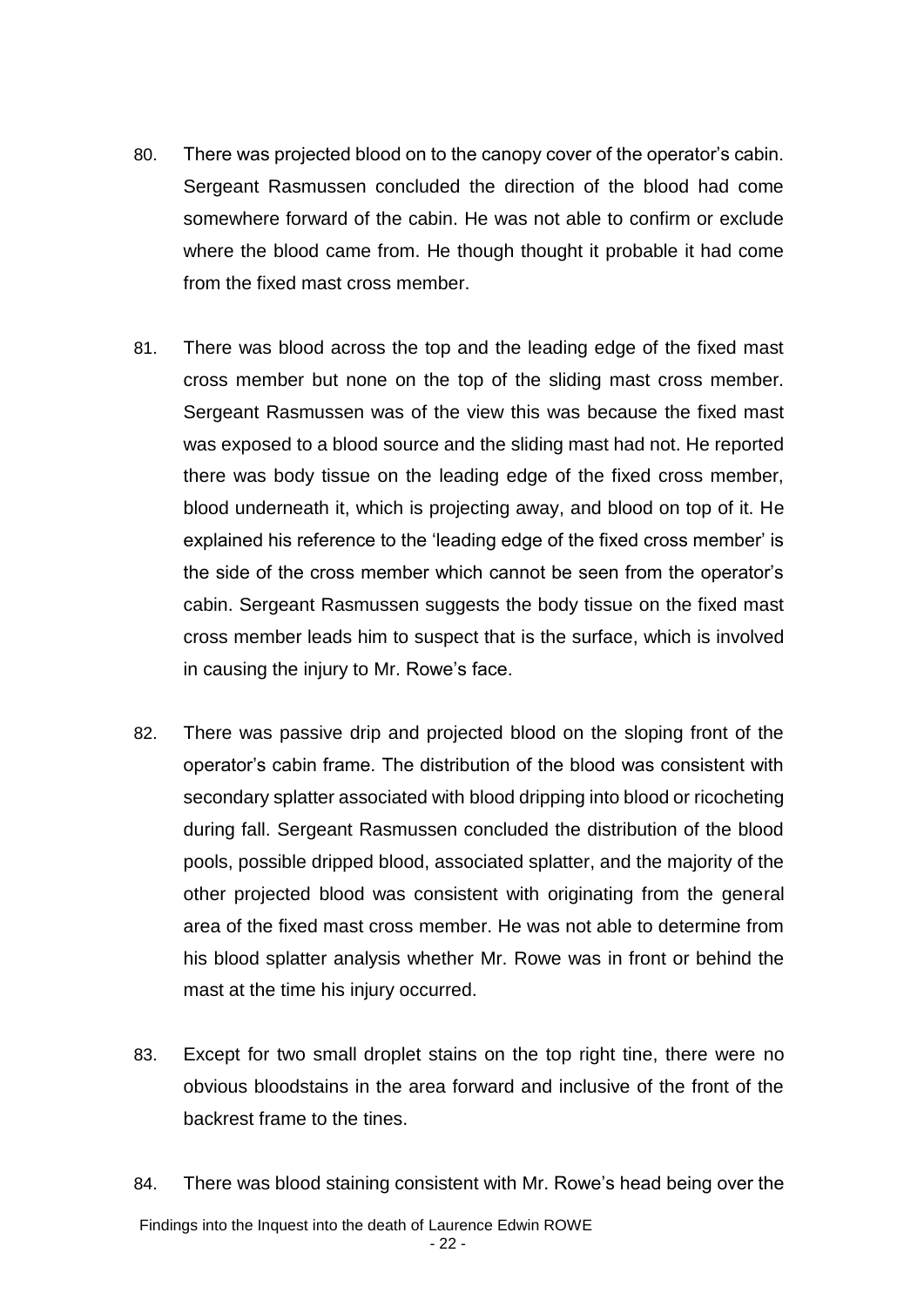80. There was projected blood on to the canopy cover of the operator's cabin. Sergeant Rasmussen concluded the direction of the blood had come somewhere forward of the cabin. He was not able to confirm or exclude where the blood came from. He though thought it probable it had come from the fixed mast cross member.

81. There was blood across the top and the leading edge of the fixed mast cross member but none on the top of the sliding mast cross member. Sergeant Rasmussen was of the view this was because the fixed mast was exposed to a blood source and the sliding mast had not. He reported there was body tissue on the leading edge of the fixed cross member, blood underneath it, which is projecting away, and blood on top of it. He explained his reference to the 'leading edge of the fixed cross member' is the side of the cross member which cannot be seen from the operator's cabin. Sergeant Rasmussen suggests the body tissue on the fixed mast cross member leads him to suspect that is the surface, which is involved in causing the injury to Mr. Rowe's face.

82. There was passive drip and projected blood on the sloping front of the operator's cabin frame. The distribution of the blood was consistent with secondary splatter associated with blood dripping into blood or ricocheting during fall. Sergeant Rasmussen concluded the distribution of the blood pools, possible dripped blood, associated splatter, and the majority of the other projected blood was consistent with originating from the general area of the fixed mast cross member. He was not able to determine from his blood splatter analysis whether Mr. Rowe was in front or behind the mast at the time his injury occurred.

83. Except for two small droplet stains on the top right tine, there were no obvious bloodstains in the area forward and inclusive of the front of the backrest frame to the tines.

84. There was blood staining consistent with Mr. Rowe's head being over the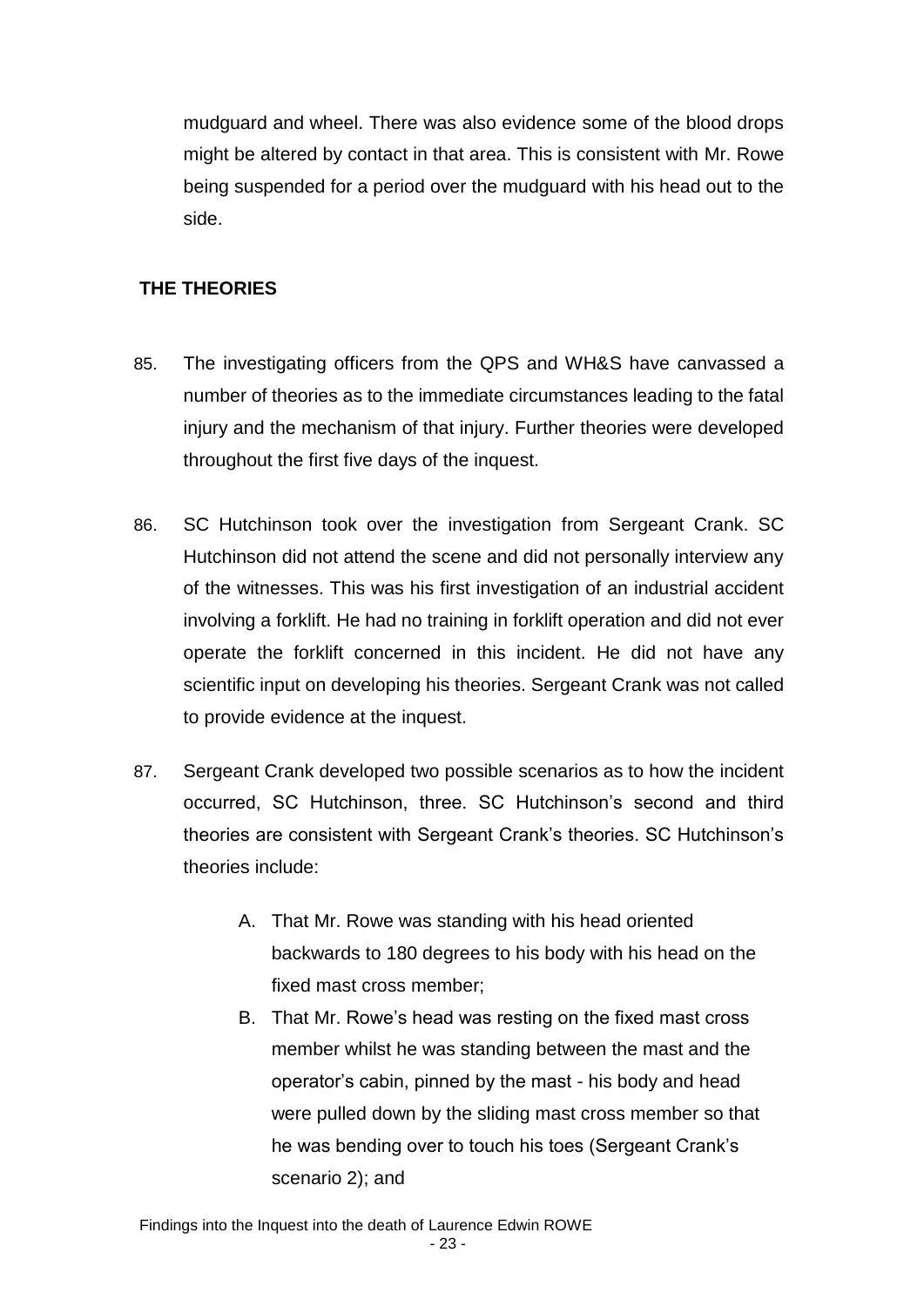mudguard and wheel. There was also evidence some of the blood drops might be altered by contact in that area. This is consistent with Mr. Rowe being suspended for a period over the mudguard with his head out to the side.

## THE THEORIES

85. The investigating officers from the QPS and WH&S have canvassed a number of theories as to the immediate circumstances leading to the fatal injury and the mechanism of that injury. Further theories were developed throughout the first five days of the inquest.

86. SC Hutchinson took over the investigation from Sergeant Crank. SC Hutchinson did not attend the scene and did not personally interview any of the witnesses. This was his first investigation of an industrial accident involving a forklift. He had no training in forklift operation and did not ever operate the forklift concerned in this incident. He did not have any scientific input on developing his theories. Sergeant Crank was not called to provide evidence at the inquest.

87. Sergeant Crank developed two possible scenarios as to how the incident occurred, SC Hutchinson, three. SC Hutchinson's second and third theories are consistent with Sergeant Crank's theories. SC Hutchinson's theories include:

    A. That Mr. Rowe was standing with his head oriented backwards to 180 degrees to his body with his head on the fixed mast cross member;

    B. That Mr. Rowe's head was resting on the fixed mast cross member whilst he was standing between the mast and the operator's cabin, pinned by the mast - his body and head were pulled down by the sliding mast cross member so that he was bending over to touch his toes (Sergeant Crank's scenario 2); and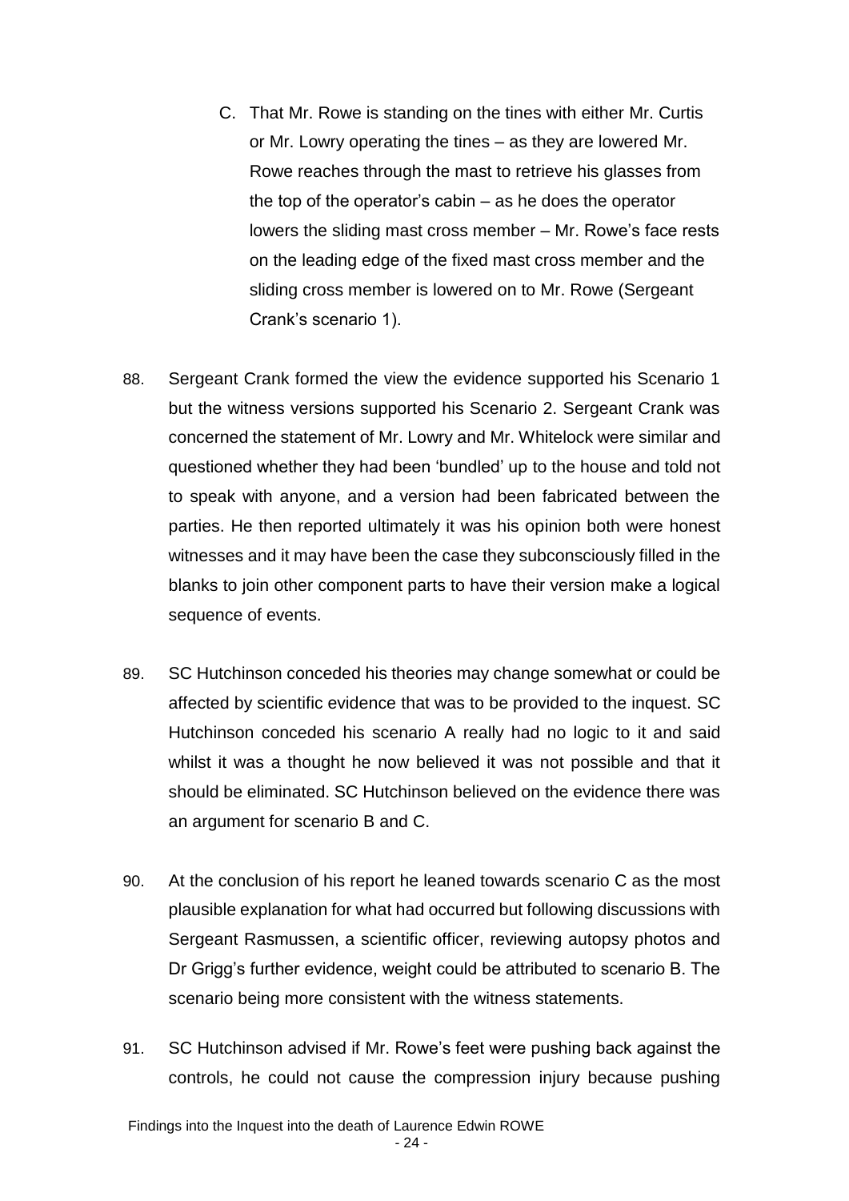C. That Mr. Rowe is standing on the tines with either Mr. Curtis or Mr. Lowry operating the tines – as they are lowered Mr. Rowe reaches through the mast to retrieve his glasses from the top of the operator's cabin – as he does the operator lowers the sliding mast cross member – Mr. Rowe's face rests on the leading edge of the fixed mast cross member and the sliding cross member is lowered on to Mr. Rowe (Sergeant Crank's scenario 1).

88. Sergeant Crank formed the view the evidence supported his Scenario 1 but the witness versions supported his Scenario 2. Sergeant Crank was concerned the statement of Mr. Lowry and Mr. Whitelock were similar and questioned whether they had been 'bundled' up to the house and told not to speak with anyone, and a version had been fabricated between the parties. He then reported ultimately it was his opinion both were honest witnesses and it may have been the case they subconsciously filled in the blanks to join other component parts to have their version make a logical sequence of events.

89. SC Hutchinson conceded his theories may change somewhat or could be affected by scientific evidence that was to be provided to the inquest. SC Hutchinson conceded his scenario A really had no logic to it and said whilst it was a thought he now believed it was not possible and that it should be eliminated. SC Hutchinson believed on the evidence there was an argument for scenario B and C.

90. At the conclusion of his report he leaned towards scenario C as the most plausible explanation for what had occurred but following discussions with Sergeant Rasmussen, a scientific officer, reviewing autopsy photos and Dr Grigg's further evidence, weight could be attributed to scenario B. The scenario being more consistent with the witness statements.

91. SC Hutchinson advised if Mr. Rowe's feet were pushing back against the controls, he could not cause the compression injury because pushing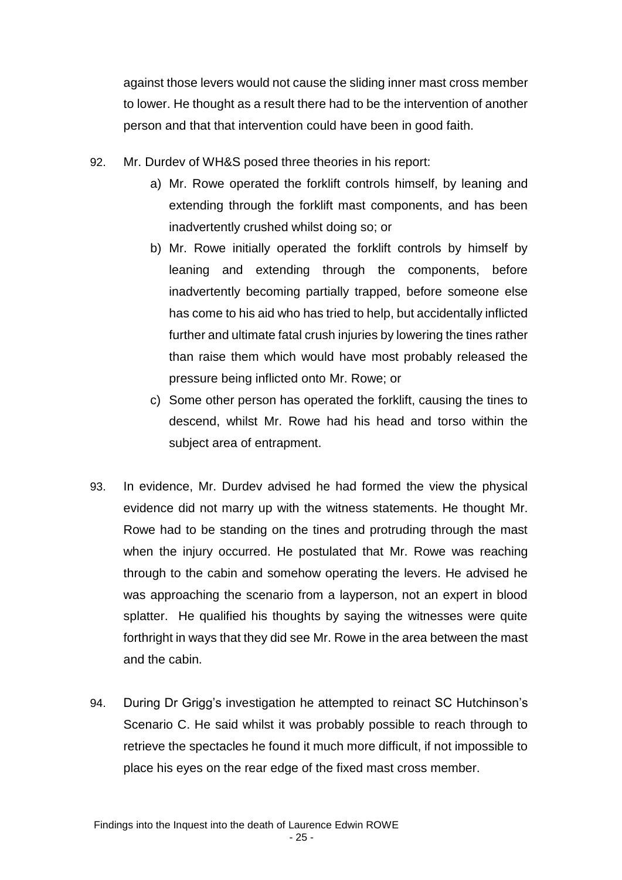against those levers would not cause the sliding inner mast cross member to lower. He thought as a result there had to be the intervention of another person and that that intervention could have been in good faith.

92. Mr. Durdev of WH&S posed three theories in his report:

    a) Mr. Rowe operated the forklift controls himself, by leaning and extending through the forklift mast components, and has been inadvertently crushed whilst doing so; or

    b) Mr. Rowe initially operated the forklift controls by himself by leaning and extending through the components, before inadvertently becoming partially trapped, before someone else has come to his aid who has tried to help, but accidentally inflicted further and ultimate fatal crush injuries by lowering the tines rather than raise them which would have most probably released the pressure being inflicted onto Mr. Rowe; or

    c) Some other person has operated the forklift, causing the tines to descend, whilst Mr. Rowe had his head and torso within the subject area of entrapment.

93. In evidence, Mr. Durdev advised he had formed the view the physical evidence did not marry up with the witness statements. He thought Mr. Rowe had to be standing on the tines and protruding through the mast when the injury occurred. He postulated that Mr. Rowe was reaching through to the cabin and somehow operating the levers. He advised he was approaching the scenario from a layperson, not an expert in blood splatter. He qualified his thoughts by saying the witnesses were quite forthright in ways that they did see Mr. Rowe in the area between the mast and the cabin.

94. During Dr Grigg's investigation he attempted to reinact SC Hutchinson's Scenario C. He said whilst it was probably possible to reach through to retrieve the spectacles he found it much more difficult, if not impossible to place his eyes on the rear edge of the fixed mast cross member.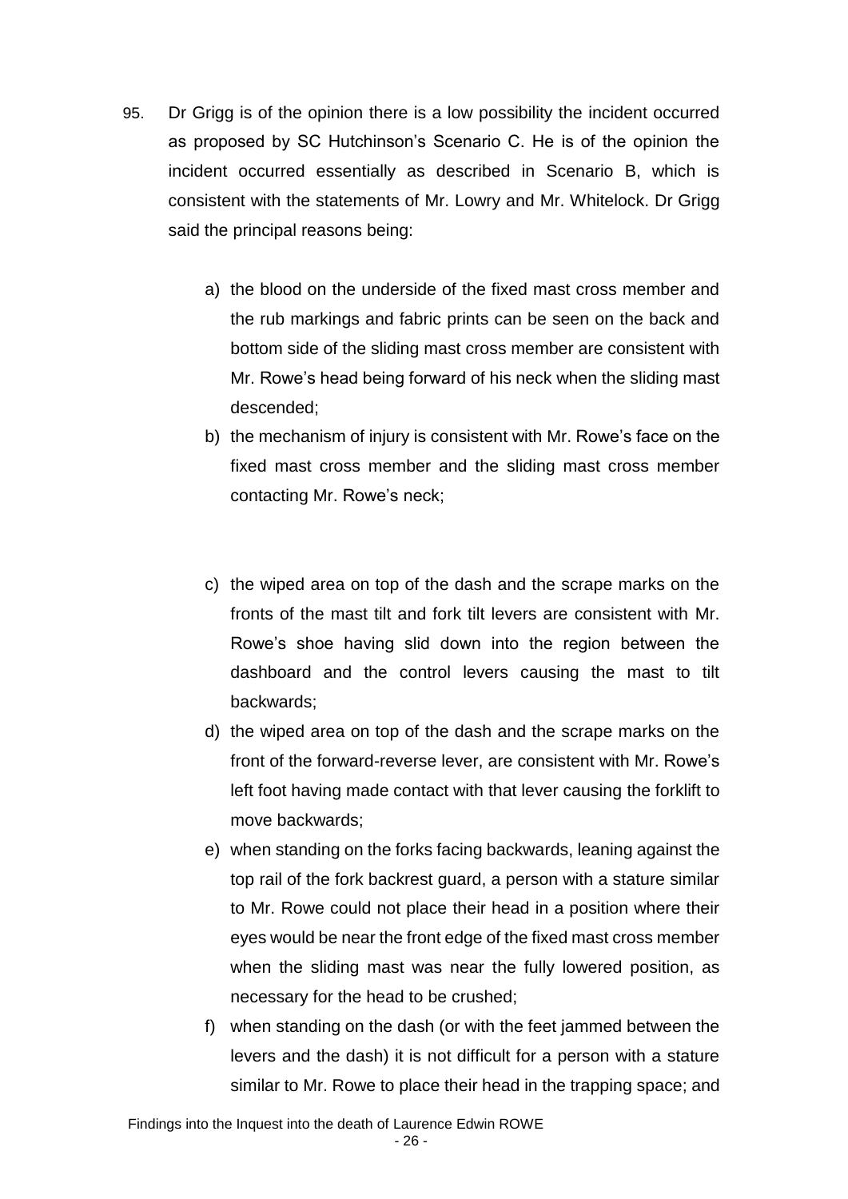95. Dr Grigg is of the opinion there is a low possibility the incident occurred as proposed by SC Hutchinson's Scenario C. He is of the opinion the incident occurred essentially as described in Scenario B, which is consistent with the statements of Mr. Lowry and Mr. Whitelock. Dr Grigg said the principal reasons being:

    a) the blood on the underside of the fixed mast cross member and the rub markings and fabric prints can be seen on the back and bottom side of the sliding mast cross member are consistent with Mr. Rowe's head being forward of his neck when the sliding mast descended;
    b) the mechanism of injury is consistent with Mr. Rowe's face on the fixed mast cross member and the sliding mast cross member contacting Mr. Rowe's neck;
    c) the wiped area on top of the dash and the scrape marks on the fronts of the mast tilt and fork tilt levers are consistent with Mr. Rowe's shoe having slid down into the region between the dashboard and the control levers causing the mast to tilt backwards;
    d) the wiped area on top of the dash and the scrape marks on the front of the forward-reverse lever, are consistent with Mr. Rowe's left foot having made contact with that lever causing the forklift to move backwards;
    e) when standing on the forks facing backwards, leaning against the top rail of the fork backrest guard, a person with a stature similar to Mr. Rowe could not place their head in a position where their eyes would be near the front edge of the fixed mast cross member when the sliding mast was near the fully lowered position, as necessary for the head to be crushed;
    f) when standing on the dash (or with the feet jammed between the levers and the dash) it is not difficult for a person with a stature similar to Mr. Rowe to place their head in the trapping space; and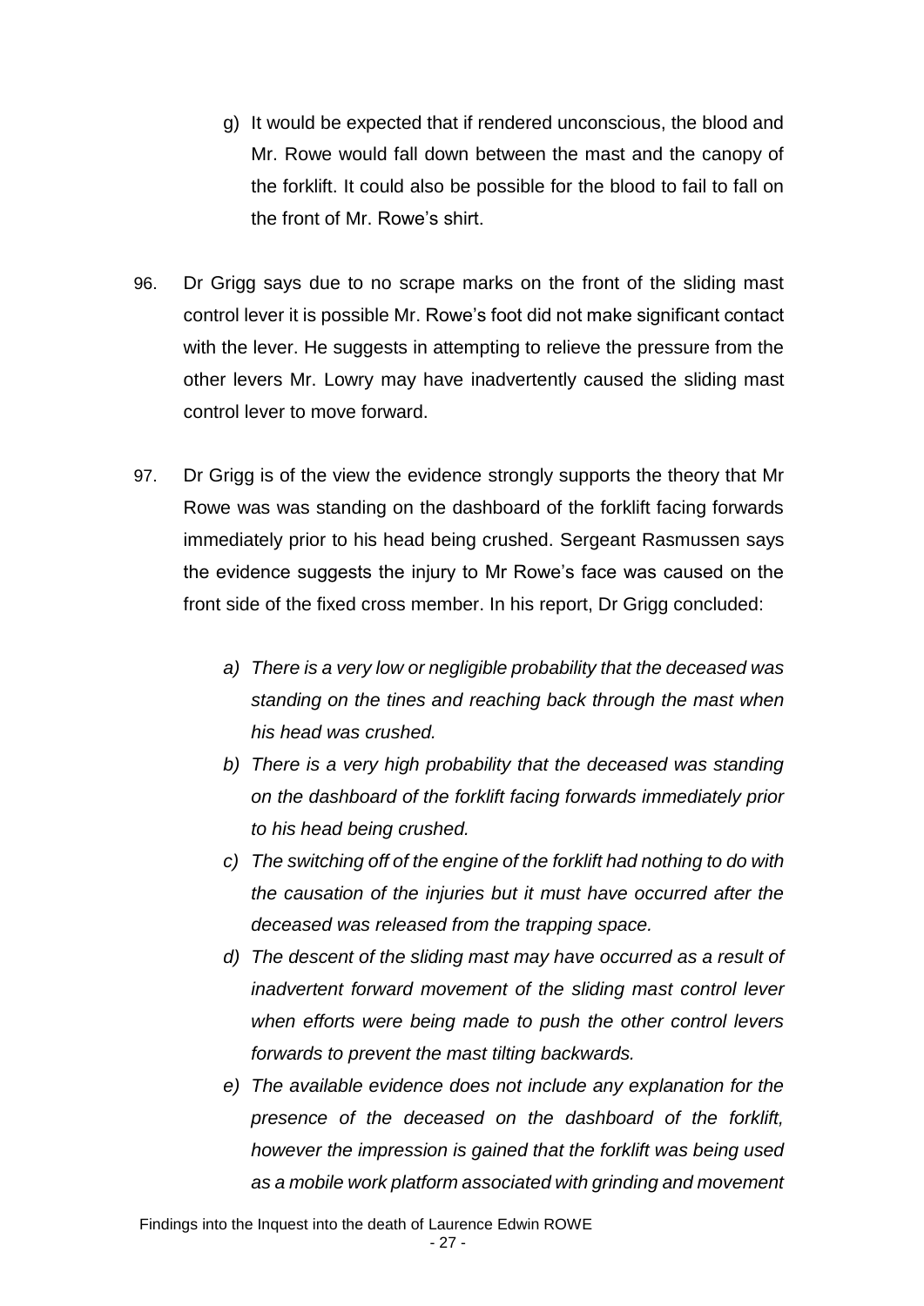g) It would be expected that if rendered unconscious, the blood and Mr. Rowe would fall down between the mast and the canopy of the forklift. It could also be possible for the blood to fail to fall on the front of Mr. Rowe's shirt.

96. Dr Grigg says due to no scrape marks on the front of the sliding mast control lever it is possible Mr. Rowe's foot did not make significant contact with the lever. He suggests in attempting to relieve the pressure from the other levers Mr. Lowry may have inadvertently caused the sliding mast control lever to move forward.

97. Dr Grigg is of the view the evidence strongly supports the theory that Mr Rowe was was standing on the dashboard of the forklift facing forwards immediately prior to his head being crushed. Sergeant Rasmussen says the evidence suggests the injury to Mr Rowe's face was caused on the front side of the fixed cross member. In his report, Dr Grigg concluded:

   *a) There is a very low or negligible probability that the deceased was standing on the tines and reaching back through the mast when his head was crushed.*

   *b) There is a very high probability that the deceased was standing on the dashboard of the forklift facing forwards immediately prior to his head being crushed.*

   *c) The switching off of the engine of the forklift had nothing to do with the causation of the injuries but it must have occurred after the deceased was released from the trapping space.*

   *d) The descent of the sliding mast may have occurred as a result of inadvertent forward movement of the sliding mast control lever when efforts were being made to push the other control levers forwards to prevent the mast tilting backwards.*

   *e) The available evidence does not include any explanation for the presence of the deceased on the dashboard of the forklift, however the impression is gained that the forklift was being used as a mobile work platform associated with grinding and movement*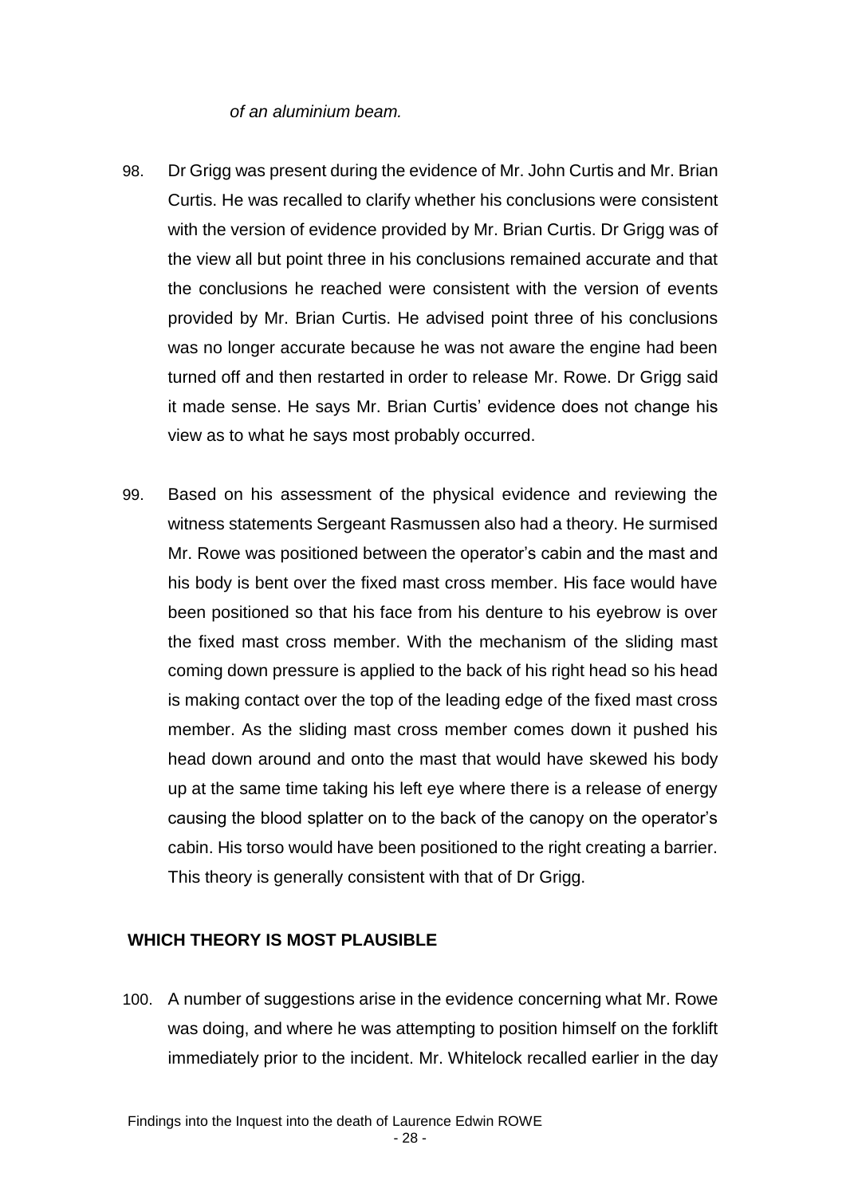*of an aluminium beam.*

98. Dr Grigg was present during the evidence of Mr. John Curtis and Mr. Brian Curtis. He was recalled to clarify whether his conclusions were consistent with the version of evidence provided by Mr. Brian Curtis. Dr Grigg was of the view all but point three in his conclusions remained accurate and that the conclusions he reached were consistent with the version of events provided by Mr. Brian Curtis. He advised point three of his conclusions was no longer accurate because he was not aware the engine had been turned off and then restarted in order to release Mr. Rowe. Dr Grigg said it made sense. He says Mr. Brian Curtis' evidence does not change his view as to what he says most probably occurred.

99. Based on his assessment of the physical evidence and reviewing the witness statements Sergeant Rasmussen also had a theory. He surmised Mr. Rowe was positioned between the operator's cabin and the mast and his body is bent over the fixed mast cross member. His face would have been positioned so that his face from his denture to his eyebrow is over the fixed mast cross member. With the mechanism of the sliding mast coming down pressure is applied to the back of his right head so his head is making contact over the top of the leading edge of the fixed mast cross member. As the sliding mast cross member comes down it pushed his head down around and onto the mast that would have skewed his body up at the same time taking his left eye where there is a release of energy causing the blood splatter on to the back of the canopy on the operator's cabin. His torso would have been positioned to the right creating a barrier. This theory is generally consistent with that of Dr Grigg.

## WHICH THEORY IS MOST PLAUSIBLE

100. A number of suggestions arise in the evidence concerning what Mr. Rowe was doing, and where he was attempting to position himself on the forklift immediately prior to the incident. Mr. Whitelock recalled earlier in the day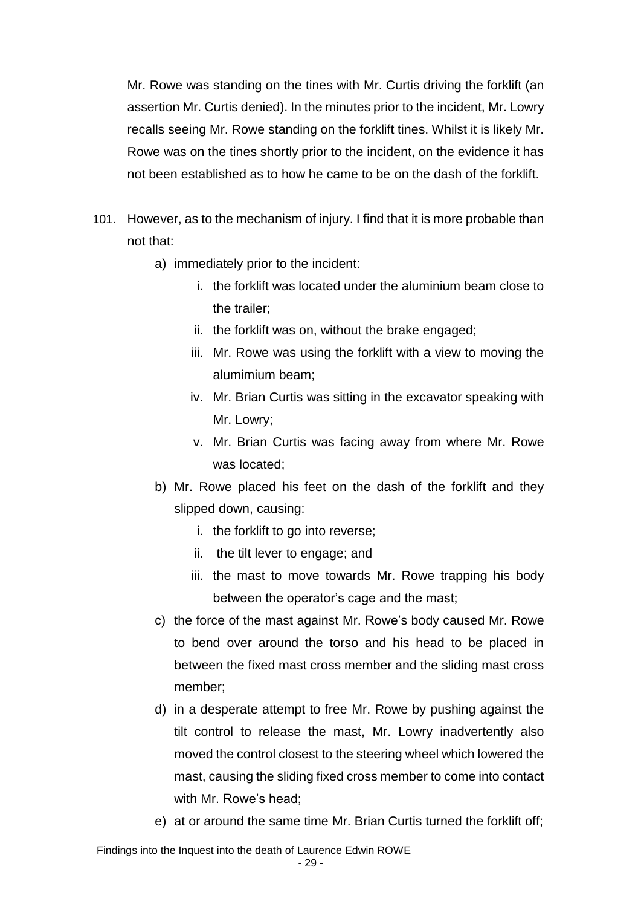Mr. Rowe was standing on the tines with Mr. Curtis driving the forklift (an assertion Mr. Curtis denied). In the minutes prior to the incident, Mr. Lowry recalls seeing Mr. Rowe standing on the forklift tines. Whilst it is likely Mr. Rowe was on the tines shortly prior to the incident, on the evidence it has not been established as to how he came to be on the dash of the forklift.

101. However, as to the mechanism of injury. I find that it is more probable than not that:

    a) immediately prior to the incident:

        i. the forklift was located under the aluminium beam close to the trailer;

        ii. the forklift was on, without the brake engaged;

        iii. Mr. Rowe was using the forklift with a view to moving the alumimium beam;

        iv. Mr. Brian Curtis was sitting in the excavator speaking with Mr. Lowry;

        v. Mr. Brian Curtis was facing away from where Mr. Rowe was located;

    b) Mr. Rowe placed his feet on the dash of the forklift and they slipped down, causing:

        i. the forklift to go into reverse;

        ii. the tilt lever to engage; and

        iii. the mast to move towards Mr. Rowe trapping his body between the operator's cage and the mast;

    c) the force of the mast against Mr. Rowe's body caused Mr. Rowe to bend over around the torso and his head to be placed in between the fixed mast cross member and the sliding mast cross member;

    d) in a desperate attempt to free Mr. Rowe by pushing against the tilt control to release the mast, Mr. Lowry inadvertently also moved the control closest to the steering wheel which lowered the mast, causing the sliding fixed cross member to come into contact with Mr. Rowe's head;

    e) at or around the same time Mr. Brian Curtis turned the forklift off;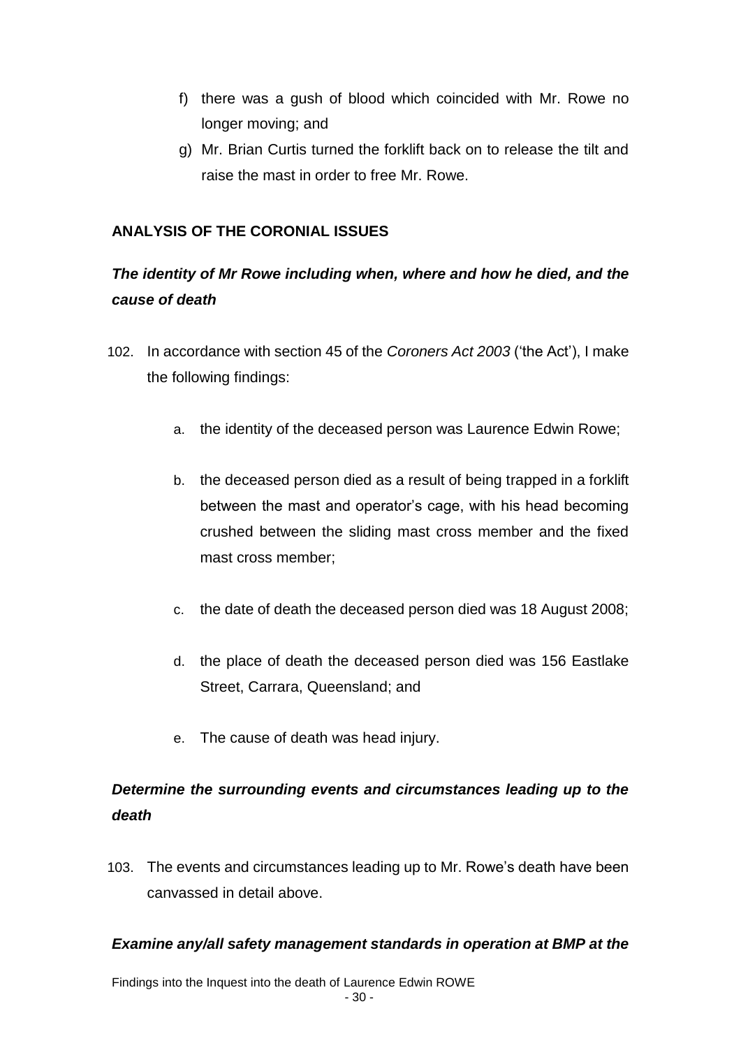f) there was a gush of blood which coincided with Mr. Rowe no longer moving; and

g) Mr. Brian Curtis turned the forklift back on to release the tilt and raise the mast in order to free Mr. Rowe.

## ANALYSIS OF THE CORONIAL ISSUES

### *The identity of Mr Rowe including when, where and how he died, and the cause of death*

102. In accordance with section 45 of the *Coroners Act 2003* ('the Act'), I make the following findings:

   a. the identity of the deceased person was Laurence Edwin Rowe;

   b. the deceased person died as a result of being trapped in a forklift between the mast and operator's cage, with his head becoming crushed between the sliding mast cross member and the fixed mast cross member;

   c. the date of death the deceased person died was 18 August 2008;

   d. the place of death the deceased person died was 156 Eastlake Street, Carrara, Queensland; and

   e. The cause of death was head injury.

### *Determine the surrounding events and circumstances leading up to the death*

103. The events and circumstances leading up to Mr. Rowe's death have been canvassed in detail above.

### *Examine any/all safety management standards in operation at BMP at the*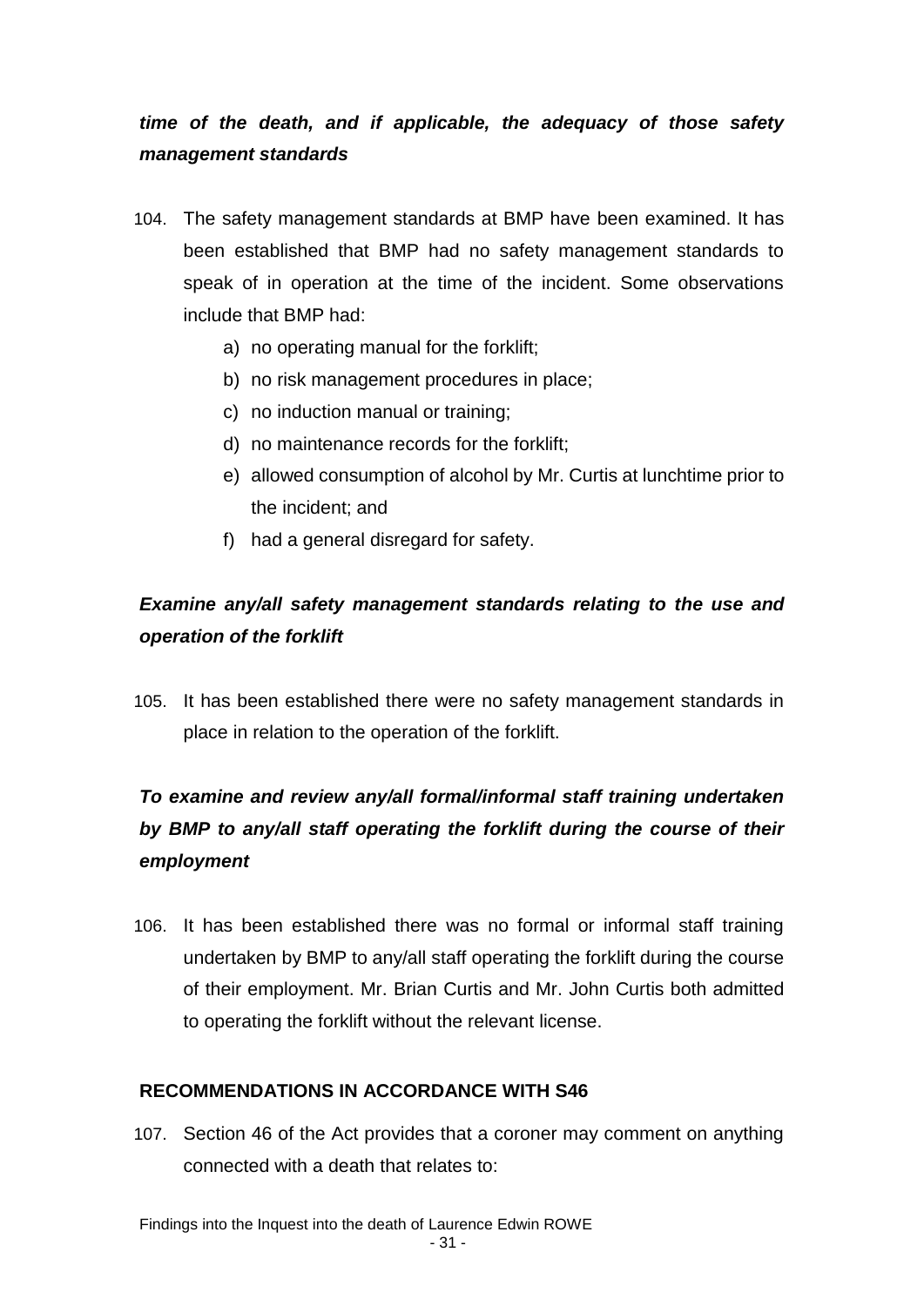***time of the death, and if applicable, the adequacy of those safety management standards***

104. The safety management standards at BMP have been examined. It has been established that BMP had no safety management standards to speak of in operation at the time of the incident. Some observations include that BMP had:

   a) no operating manual for the forklift;
   b) no risk management procedures in place;
   c) no induction manual or training;
   d) no maintenance records for the forklift;
   e) allowed consumption of alcohol by Mr. Curtis at lunchtime prior to the incident; and
   f) had a general disregard for safety.

***Examine any/all safety management standards relating to the use and operation of the forklift***

105. It has been established there were no safety management standards in place in relation to the operation of the forklift.

***To examine and review any/all formal/informal staff training undertaken by BMP to any/all staff operating the forklift during the course of their employment***

106. It has been established there was no formal or informal staff training undertaken by BMP to any/all staff operating the forklift during the course of their employment. Mr. Brian Curtis and Mr. John Curtis both admitted to operating the forklift without the relevant license.

**RECOMMENDATIONS IN ACCORDANCE WITH S46**

107. Section 46 of the Act provides that a coroner may comment on anything connected with a death that relates to: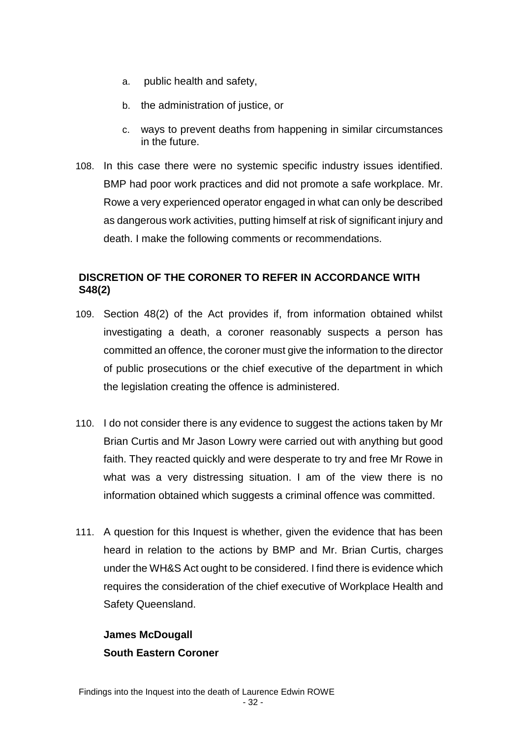a. public health and safety,

b. the administration of justice, or

c. ways to prevent deaths from happening in similar circumstances in the future.

108. In this case there were no systemic specific industry issues identified. BMP had poor work practices and did not promote a safe workplace. Mr. Rowe a very experienced operator engaged in what can only be described as dangerous work activities, putting himself at risk of significant injury and death. I make the following comments or recommendations.

## DISCRETION OF THE CORONER TO REFER IN ACCORDANCE WITH S48(2)

109. Section 48(2) of the Act provides if, from information obtained whilst investigating a death, a coroner reasonably suspects a person has committed an offence, the coroner must give the information to the director of public prosecutions or the chief executive of the department in which the legislation creating the offence is administered.

110. I do not consider there is any evidence to suggest the actions taken by Mr Brian Curtis and Mr Jason Lowry were carried out with anything but good faith. They reacted quickly and were desperate to try and free Mr Rowe in what was a very distressing situation. I am of the view there is no information obtained which suggests a criminal offence was committed.

111. A question for this Inquest is whether, given the evidence that has been heard in relation to the actions by BMP and Mr. Brian Curtis, charges under the WH&S Act ought to be considered. I find there is evidence which requires the consideration of the chief executive of Workplace Health and Safety Queensland.

**James McDougall**
**South Eastern Coroner**